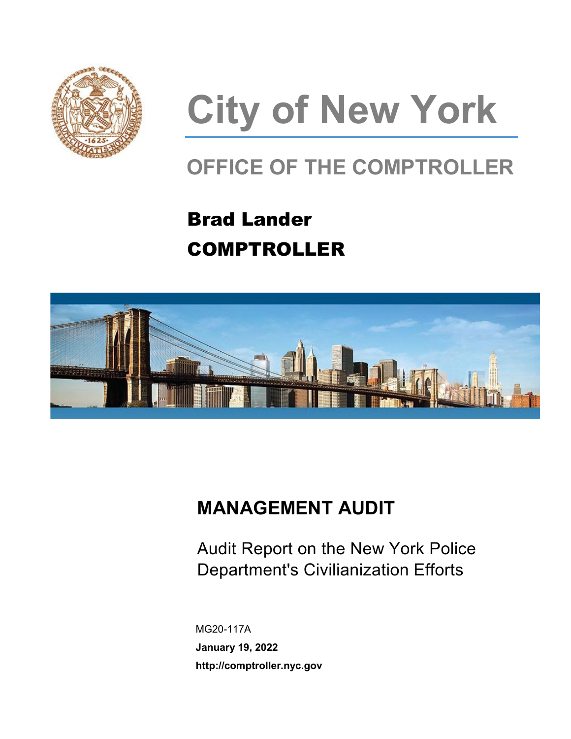# City of New York

## OFFICE OF THE COMPTROLLER

**Brad Lander**

**COMPTROLLER**

## MANAGEMENT AUDIT

Audit Report on the New York Police Department's Civilianization Efforts

MG20-117A

**January 19, 2022**

**http://comptroller.nyc.gov**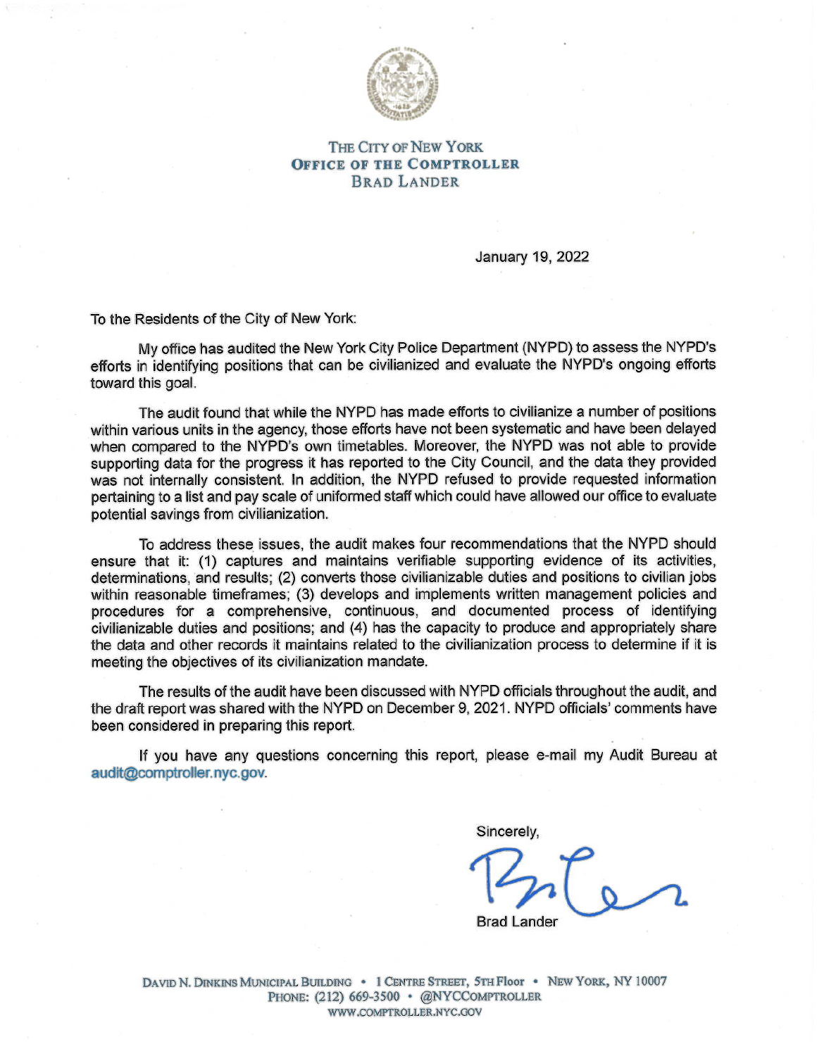THE CITY OF NEW YORK
**OFFICE OF THE COMPTROLLER**
BRAD LANDER

January 19, 2022

To the Residents of the City of New York:

My office has audited the New York City Police Department (NYPD) to assess the NYPD's efforts in identifying positions that can be civilianized and evaluate the NYPD's ongoing efforts toward this goal.

The audit found that while the NYPD has made efforts to civilianize a number of positions within various units in the agency, those efforts have not been systematic and have been delayed when compared to the NYPD's own timetables. Moreover, the NYPD was not able to provide supporting data for the progress it has reported to the City Council, and the data they provided was not internally consistent. In addition, the NYPD refused to provide requested information pertaining to a list and pay scale of uniformed staff which could have allowed our office to evaluate potential savings from civilianization.

To address these issues, the audit makes four recommendations that the NYPD should ensure that it: (1) captures and maintains verifiable supporting evidence of its activities, determinations, and results; (2) converts those civilianizable duties and positions to civilian jobs within reasonable timeframes; (3) develops and implements written management policies and procedures for a comprehensive, continuous, and documented process of identifying civilianizable duties and positions; and (4) has the capacity to produce and appropriately share the data and other records it maintains related to the civilianization process to determine if it is meeting the objectives of its civilianization mandate.

The results of the audit have been discussed with NYPD officials throughout the audit, and the draft report was shared with the NYPD on December 9, 2021. NYPD officials' comments have been considered in preparing this report.

If you have any questions concerning this report, please e-mail my Audit Bureau at audit@comptroller.nyc.gov.

Sincerely,

Brad Lander

DAVID N. DINKINS MUNICIPAL BUILDING • 1 CENTRE STREET, 5TH Floor • NEW YORK, NY 10007
PHONE: (212) 669-3500 • @NYCCOMPTROLLER
WWW.COMPTROLLER.NYC.GOV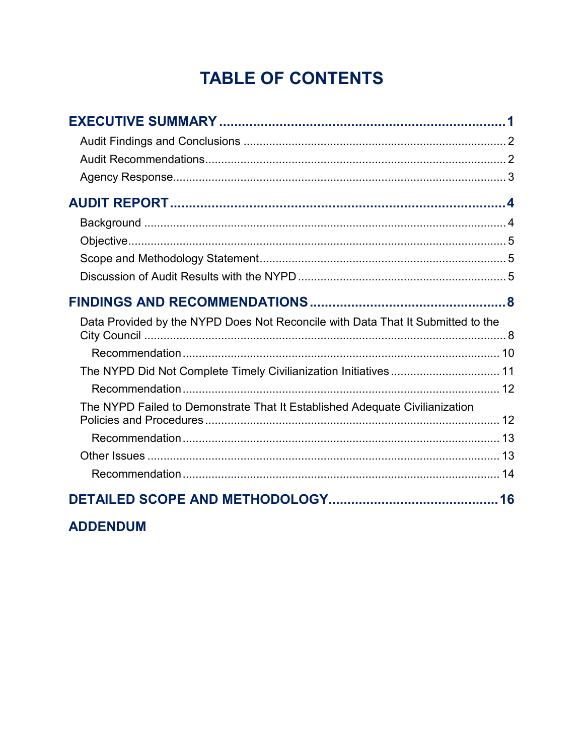# TABLE OF CONTENTS

**EXECUTIVE SUMMARY** ........................................................................ **1**

Audit Findings and Conclusions ........................................................................ 2

Audit Recommendations ........................................................................ 2

Agency Response ........................................................................ 3

**AUDIT REPORT** ........................................................................ **4**

Background ........................................................................ 4

Objective ........................................................................ 5

Scope and Methodology Statement ........................................................................ 5

Discussion of Audit Results with the NYPD ........................................................................ 5

**FINDINGS AND RECOMMENDATIONS** ........................................................................ **8**

Data Provided by the NYPD Does Not Reconcile with Data That It Submitted to the City Council ........................................................................ 8

Recommendation ........................................................................ 10

The NYPD Did Not Complete Timely Civilianization Initiatives ........................................................................ 11

Recommendation ........................................................................ 12

The NYPD Failed to Demonstrate That It Established Adequate Civilianization Policies and Procedures ........................................................................ 12

Recommendation ........................................................................ 13

Other Issues ........................................................................ 13

Recommendation ........................................................................ 14

**DETAILED SCOPE AND METHODOLOGY** ........................................................................ **16**

**ADDENDUM**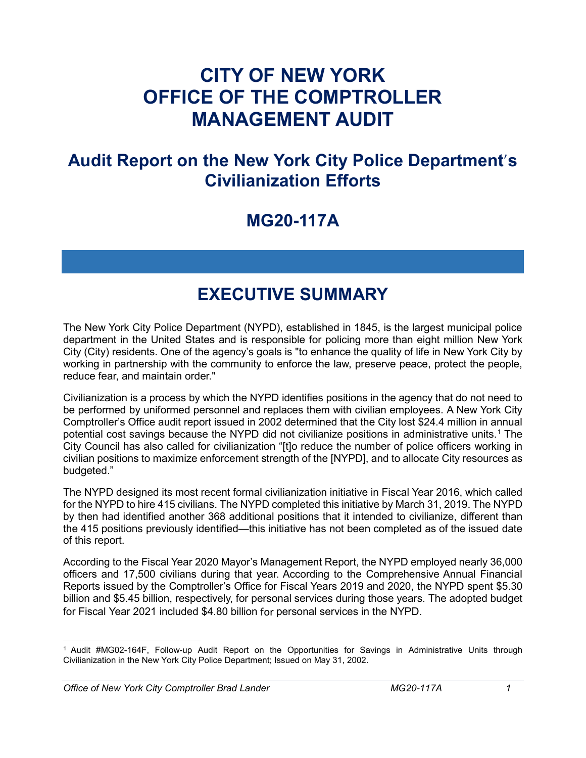# CITY OF NEW YORK
# OFFICE OF THE COMPTROLLER
# MANAGEMENT AUDIT

## Audit Report on the New York City Police Department's Civilianization Efforts

## MG20-117A

## EXECUTIVE SUMMARY

The New York City Police Department (NYPD), established in 1845, is the largest municipal police department in the United States and is responsible for policing more than eight million New York City (City) residents. One of the agency's goals is "to enhance the quality of life in New York City by working in partnership with the community to enforce the law, preserve peace, protect the people, reduce fear, and maintain order."

Civilianization is a process by which the NYPD identifies positions in the agency that do not need to be performed by uniformed personnel and replaces them with civilian employees. A New York City Comptroller's Office audit report issued in 2002 determined that the City lost $24.4 million in annual potential cost savings because the NYPD did not civilianize positions in administrative units.[1] The City Council has also called for civilianization "[t]o reduce the number of police officers working in civilian positions to maximize enforcement strength of the [NYPD], and to allocate City resources as budgeted."

The NYPD designed its most recent formal civilianization initiative in Fiscal Year 2016, which called for the NYPD to hire 415 civilians. The NYPD completed this initiative by March 31, 2019. The NYPD by then had identified another 368 additional positions that it intended to civilianize, different than the 415 positions previously identified—this initiative has not been completed as of the issued date of this report.

According to the Fiscal Year 2020 Mayor's Management Report, the NYPD employed nearly 36,000 officers and 17,500 civilians during that year. According to the Comprehensive Annual Financial Reports issued by the Comptroller's Office for Fiscal Years 2019 and 2020, the NYPD spent $5.30 billion and $5.45 billion, respectively, for personal services during those years. The adopted budget for Fiscal Year 2021 included $4.80 billion for personal services in the NYPD.

[1] Audit #MG02-164F, Follow-up Audit Report on the Opportunities for Savings in Administrative Units through Civilianization in the New York City Police Department; Issued on May 31, 2002.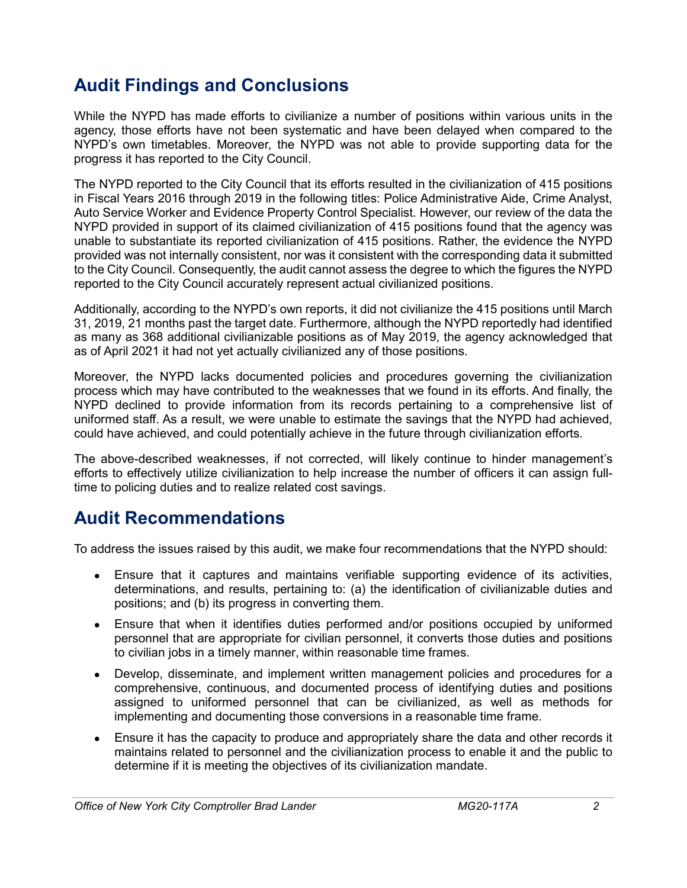## Audit Findings and Conclusions

While the NYPD has made efforts to civilianize a number of positions within various units in the agency, those efforts have not been systematic and have been delayed when compared to the NYPD's own timetables. Moreover, the NYPD was not able to provide supporting data for the progress it has reported to the City Council.

The NYPD reported to the City Council that its efforts resulted in the civilianization of 415 positions in Fiscal Years 2016 through 2019 in the following titles: Police Administrative Aide, Crime Analyst, Auto Service Worker and Evidence Property Control Specialist. However, our review of the data the NYPD provided in support of its claimed civilianization of 415 positions found that the agency was unable to substantiate its reported civilianization of 415 positions. Rather, the evidence the NYPD provided was not internally consistent, nor was it consistent with the corresponding data it submitted to the City Council. Consequently, the audit cannot assess the degree to which the figures the NYPD reported to the City Council accurately represent actual civilianized positions.

Additionally, according to the NYPD's own reports, it did not civilianize the 415 positions until March 31, 2019, 21 months past the target date. Furthermore, although the NYPD reportedly had identified as many as 368 additional civilianizable positions as of May 2019, the agency acknowledged that as of April 2021 it had not yet actually civilianized any of those positions.

Moreover, the NYPD lacks documented policies and procedures governing the civilianization process which may have contributed to the weaknesses that we found in its efforts. And finally, the NYPD declined to provide information from its records pertaining to a comprehensive list of uniformed staff. As a result, we were unable to estimate the savings that the NYPD had achieved, could have achieved, and could potentially achieve in the future through civilianization efforts.

The above-described weaknesses, if not corrected, will likely continue to hinder management's efforts to effectively utilize civilianization to help increase the number of officers it can assign full-time to policing duties and to realize related cost savings.

## Audit Recommendations

To address the issues raised by this audit, we make four recommendations that the NYPD should:

- Ensure that it captures and maintains verifiable supporting evidence of its activities, determinations, and results, pertaining to: (a) the identification of civilianizable duties and positions; and (b) its progress in converting them.
- Ensure that when it identifies duties performed and/or positions occupied by uniformed personnel that are appropriate for civilian personnel, it converts those duties and positions to civilian jobs in a timely manner, within reasonable time frames.
- Develop, disseminate, and implement written management policies and procedures for a comprehensive, continuous, and documented process of identifying duties and positions assigned to uniformed personnel that can be civilianized, as well as methods for implementing and documenting those conversions in a reasonable time frame.
- Ensure it has the capacity to produce and appropriately share the data and other records it maintains related to personnel and the civilianization process to enable it and the public to determine if it is meeting the objectives of its civilianization mandate.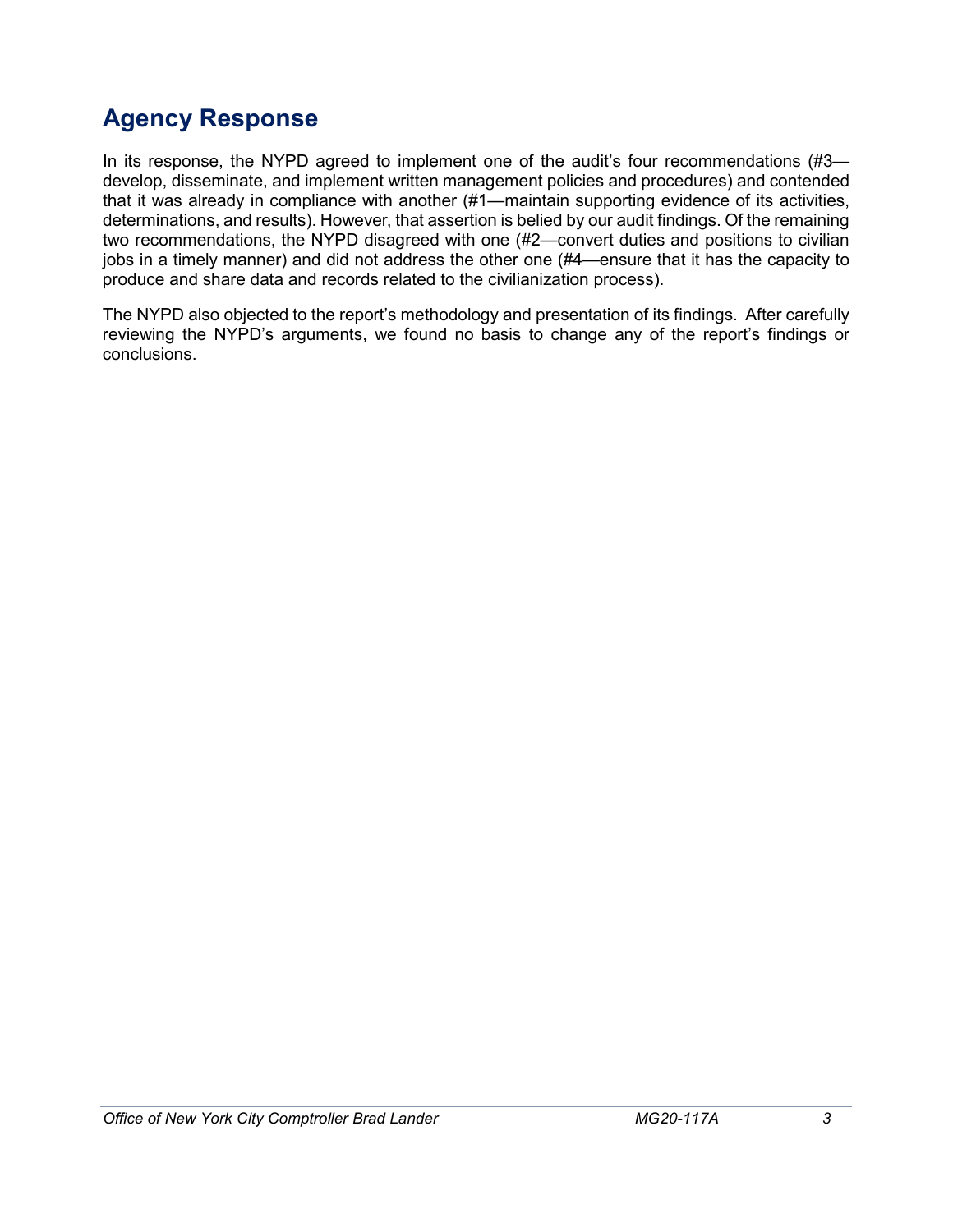## Agency Response

In its response, the NYPD agreed to implement one of the audit's four recommendations (#3—develop, disseminate, and implement written management policies and procedures) and contended that it was already in compliance with another (#1—maintain supporting evidence of its activities, determinations, and results). However, that assertion is belied by our audit findings. Of the remaining two recommendations, the NYPD disagreed with one (#2—convert duties and positions to civilian jobs in a timely manner) and did not address the other one (#4—ensure that it has the capacity to produce and share data and records related to the civilianization process).

The NYPD also objected to the report's methodology and presentation of its findings. After carefully reviewing the NYPD's arguments, we found no basis to change any of the report's findings or conclusions.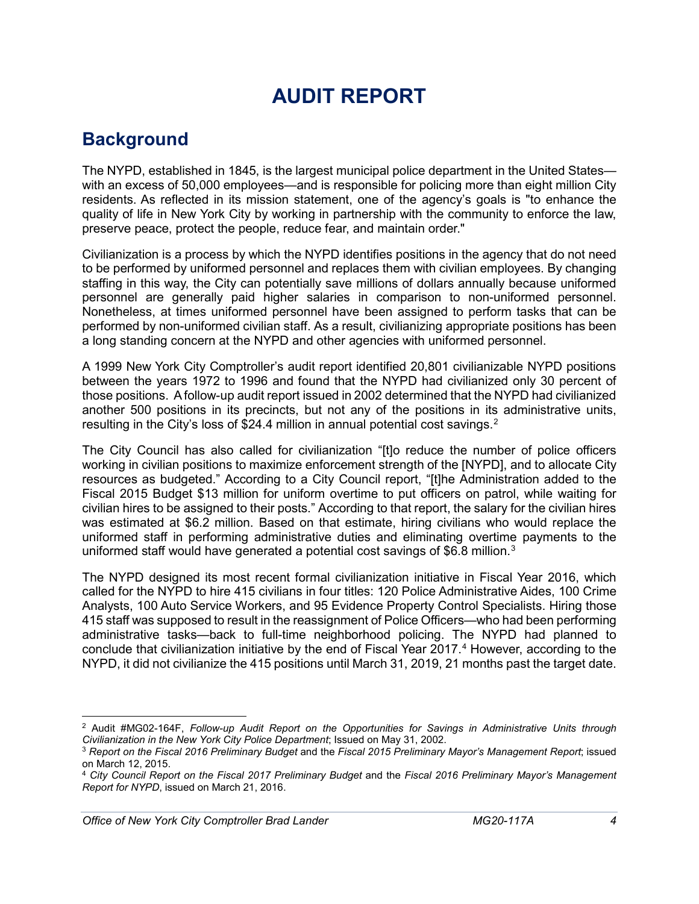# AUDIT REPORT

## Background

The NYPD, established in 1845, is the largest municipal police department in the United States—with an excess of 50,000 employees—and is responsible for policing more than eight million City residents. As reflected in its mission statement, one of the agency's goals is "to enhance the quality of life in New York City by working in partnership with the community to enforce the law, preserve peace, protect the people, reduce fear, and maintain order."

Civilianization is a process by which the NYPD identifies positions in the agency that do not need to be performed by uniformed personnel and replaces them with civilian employees. By changing staffing in this way, the City can potentially save millions of dollars annually because uniformed personnel are generally paid higher salaries in comparison to non-uniformed personnel. Nonetheless, at times uniformed personnel have been assigned to perform tasks that can be performed by non-uniformed civilian staff. As a result, civilianizing appropriate positions has been a long standing concern at the NYPD and other agencies with uniformed personnel.

A 1999 New York City Comptroller's audit report identified 20,801 civilianizable NYPD positions between the years 1972 to 1996 and found that the NYPD had civilianized only 30 percent of those positions. A follow-up audit report issued in 2002 determined that the NYPD had civilianized another 500 positions in its precincts, but not any of the positions in its administrative units, resulting in the City's loss of $24.4 million in annual potential cost savings.[2]

The City Council has also called for civilianization "[t]o reduce the number of police officers working in civilian positions to maximize enforcement strength of the [NYPD], and to allocate City resources as budgeted." According to a City Council report, "[t]he Administration added to the Fiscal 2015 Budget $13 million for uniform overtime to put officers on patrol, while waiting for civilian hires to be assigned to their posts." According to that report, the salary for the civilian hires was estimated at $6.2 million. Based on that estimate, hiring civilians who would replace the uniformed staff in performing administrative duties and eliminating overtime payments to the uniformed staff would have generated a potential cost savings of $6.8 million.[3]

The NYPD designed its most recent formal civilianization initiative in Fiscal Year 2016, which called for the NYPD to hire 415 civilians in four titles: 120 Police Administrative Aides, 100 Crime Analysts, 100 Auto Service Workers, and 95 Evidence Property Control Specialists. Hiring those 415 staff was supposed to result in the reassignment of Police Officers—who had been performing administrative tasks—back to full-time neighborhood policing. The NYPD had planned to conclude that civilianization initiative by the end of Fiscal Year 2017.[4] However, according to the NYPD, it did not civilianize the 415 positions until March 31, 2019, 21 months past the target date.

---

[2] Audit #MG02-164F, *Follow-up Audit Report on the Opportunities for Savings in Administrative Units through Civilianization in the New York City Police Department*; Issued on May 31, 2002.

[3] *Report on the Fiscal 2016 Preliminary Budget* and the *Fiscal 2015 Preliminary Mayor's Management Report*; issued on March 12, 2015.

[4] *City Council Report on the Fiscal 2017 Preliminary Budget* and the *Fiscal 2016 Preliminary Mayor's Management Report for NYPD*, issued on March 21, 2016.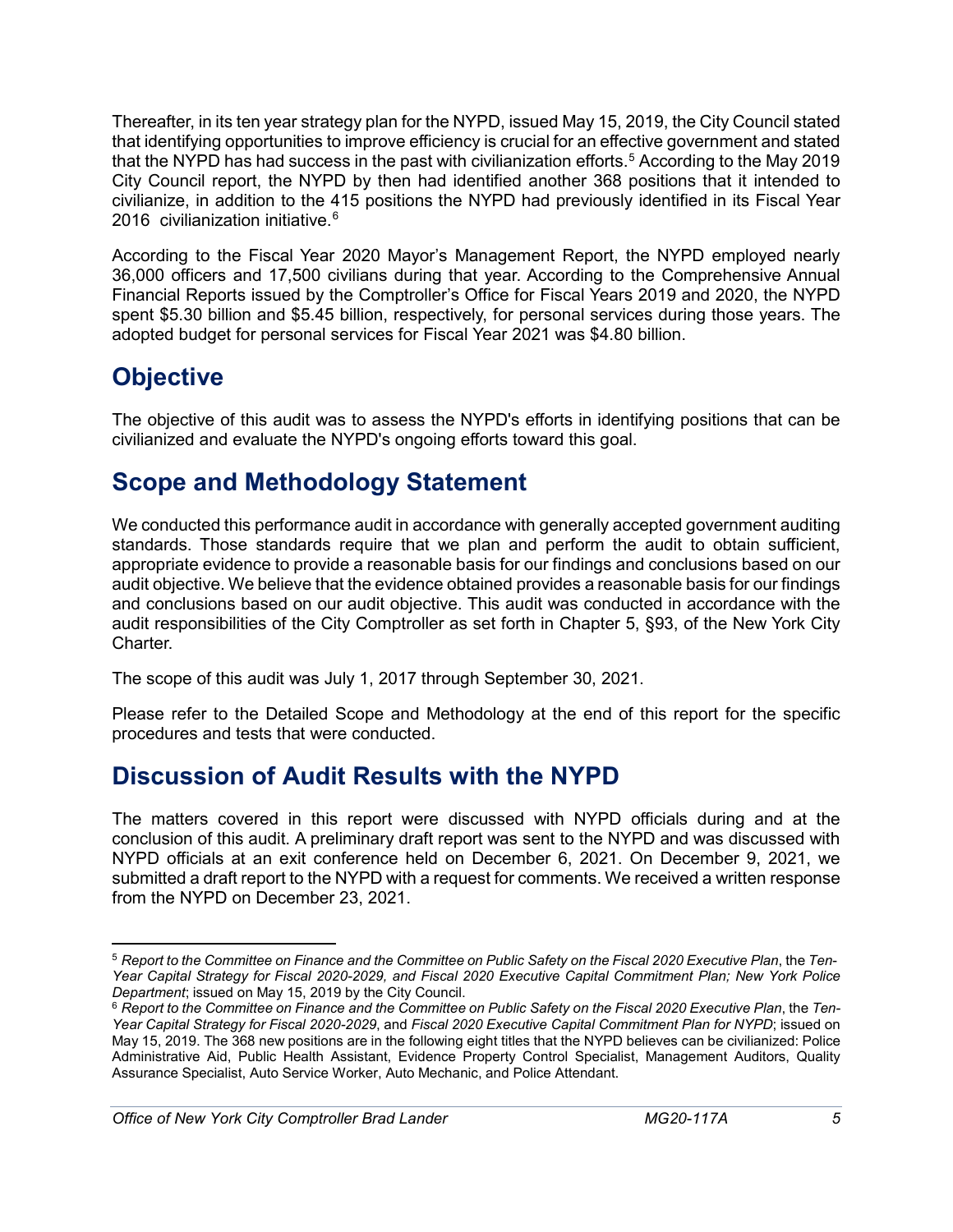Thereafter, in its ten year strategy plan for the NYPD, issued May 15, 2019, the City Council stated that identifying opportunities to improve efficiency is crucial for an effective government and stated that the NYPD has had success in the past with civilianization efforts.[5] According to the May 2019 City Council report, the NYPD by then had identified another 368 positions that it intended to civilianize, in addition to the 415 positions the NYPD had previously identified in its Fiscal Year 2016 civilianization initiative.[6]

According to the Fiscal Year 2020 Mayor's Management Report, the NYPD employed nearly 36,000 officers and 17,500 civilians during that year. According to the Comprehensive Annual Financial Reports issued by the Comptroller's Office for Fiscal Years 2019 and 2020, the NYPD spent $5.30 billion and $5.45 billion, respectively, for personal services during those years. The adopted budget for personal services for Fiscal Year 2021 was $4.80 billion.

## Objective

The objective of this audit was to assess the NYPD's efforts in identifying positions that can be civilianized and evaluate the NYPD's ongoing efforts toward this goal.

## Scope and Methodology Statement

We conducted this performance audit in accordance with generally accepted government auditing standards. Those standards require that we plan and perform the audit to obtain sufficient, appropriate evidence to provide a reasonable basis for our findings and conclusions based on our audit objective. We believe that the evidence obtained provides a reasonable basis for our findings and conclusions based on our audit objective. This audit was conducted in accordance with the audit responsibilities of the City Comptroller as set forth in Chapter 5, §93, of the New York City Charter.

The scope of this audit was July 1, 2017 through September 30, 2021.

Please refer to the Detailed Scope and Methodology at the end of this report for the specific procedures and tests that were conducted.

## Discussion of Audit Results with the NYPD

The matters covered in this report were discussed with NYPD officials during and at the conclusion of this audit. A preliminary draft report was sent to the NYPD and was discussed with NYPD officials at an exit conference held on December 6, 2021. On December 9, 2021, we submitted a draft report to the NYPD with a request for comments. We received a written response from the NYPD on December 23, 2021.

---

[5] *Report to the Committee on Finance and the Committee on Public Safety on the Fiscal 2020 Executive Plan*, the *Ten-Year Capital Strategy for Fiscal 2020-2029, and Fiscal 2020 Executive Capital Commitment Plan; New York Police Department*; issued on May 15, 2019 by the City Council.

[6] *Report to the Committee on Finance and the Committee on Public Safety on the Fiscal 2020 Executive Plan*, the *Ten-Year Capital Strategy for Fiscal 2020-2029*, and *Fiscal 2020 Executive Capital Commitment Plan for NYPD*; issued on May 15, 2019. The 368 new positions are in the following eight titles that the NYPD believes can be civilianized: Police Administrative Aid, Public Health Assistant, Evidence Property Control Specialist, Management Auditors, Quality Assurance Specialist, Auto Service Worker, Auto Mechanic, and Police Attendant.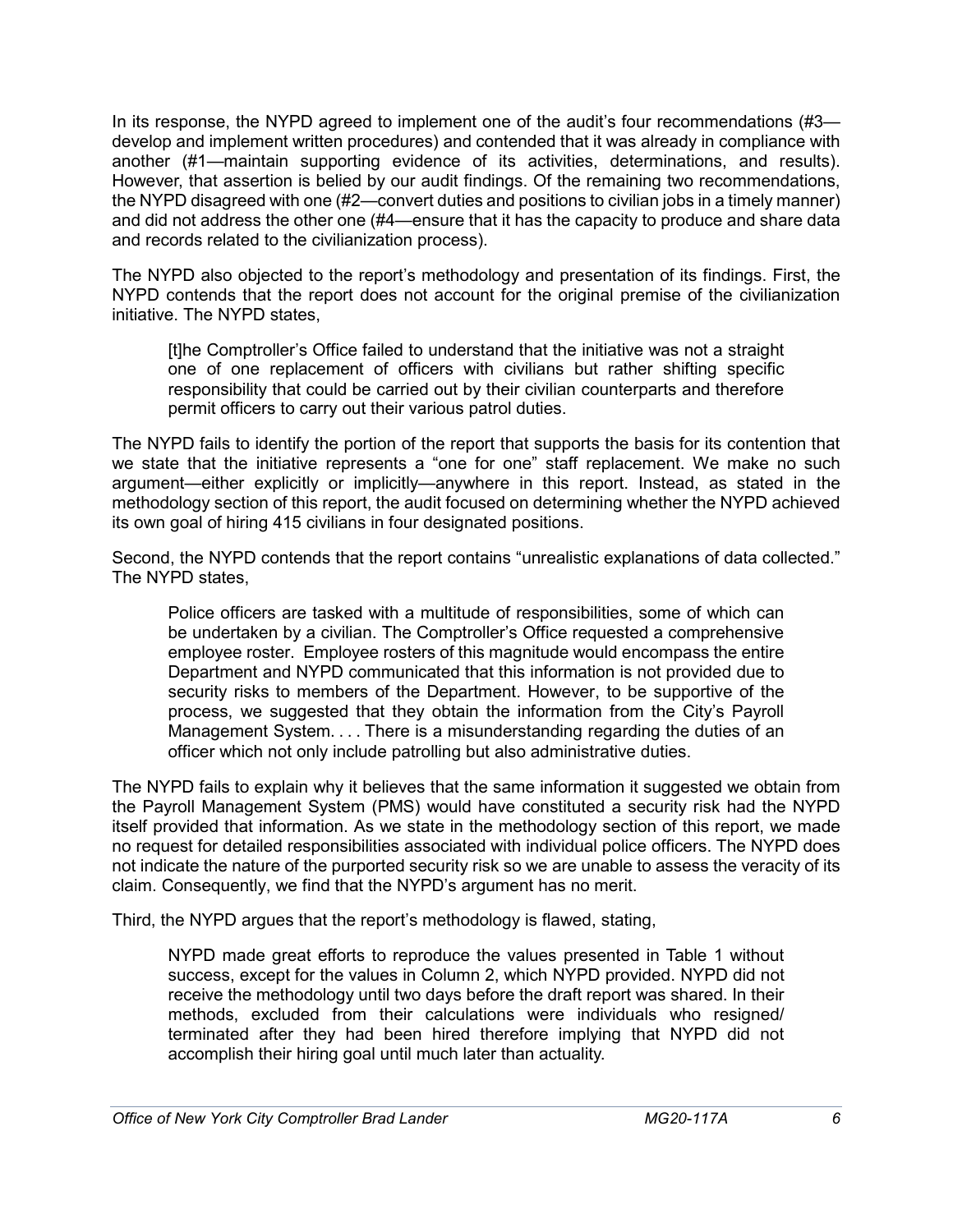In its response, the NYPD agreed to implement one of the audit's four recommendations (#3—develop and implement written procedures) and contended that it was already in compliance with another (#1—maintain supporting evidence of its activities, determinations, and results). However, that assertion is belied by our audit findings. Of the remaining two recommendations, the NYPD disagreed with one (#2—convert duties and positions to civilian jobs in a timely manner) and did not address the other one (#4—ensure that it has the capacity to produce and share data and records related to the civilianization process).

The NYPD also objected to the report's methodology and presentation of its findings. First, the NYPD contends that the report does not account for the original premise of the civilianization initiative. The NYPD states,

> [t]he Comptroller's Office failed to understand that the initiative was not a straight one of one replacement of officers with civilians but rather shifting specific responsibility that could be carried out by their civilian counterparts and therefore permit officers to carry out their various patrol duties.

The NYPD fails to identify the portion of the report that supports the basis for its contention that we state that the initiative represents a "one for one" staff replacement. We make no such argument—either explicitly or implicitly—anywhere in this report. Instead, as stated in the methodology section of this report, the audit focused on determining whether the NYPD achieved its own goal of hiring 415 civilians in four designated positions.

Second, the NYPD contends that the report contains "unrealistic explanations of data collected." The NYPD states,

> Police officers are tasked with a multitude of responsibilities, some of which can be undertaken by a civilian. The Comptroller's Office requested a comprehensive employee roster. Employee rosters of this magnitude would encompass the entire Department and NYPD communicated that this information is not provided due to security risks to members of the Department. However, to be supportive of the process, we suggested that they obtain the information from the City's Payroll Management System. . . . There is a misunderstanding regarding the duties of an officer which not only include patrolling but also administrative duties.

The NYPD fails to explain why it believes that the same information it suggested we obtain from the Payroll Management System (PMS) would have constituted a security risk had the NYPD itself provided that information. As we state in the methodology section of this report, we made no request for detailed responsibilities associated with individual police officers. The NYPD does not indicate the nature of the purported security risk so we are unable to assess the veracity of its claim. Consequently, we find that the NYPD's argument has no merit.

Third, the NYPD argues that the report's methodology is flawed, stating,

> NYPD made great efforts to reproduce the values presented in Table 1 without success, except for the values in Column 2, which NYPD provided. NYPD did not receive the methodology until two days before the draft report was shared. In their methods, excluded from their calculations were individuals who resigned/ terminated after they had been hired therefore implying that NYPD did not accomplish their hiring goal until much later than actuality.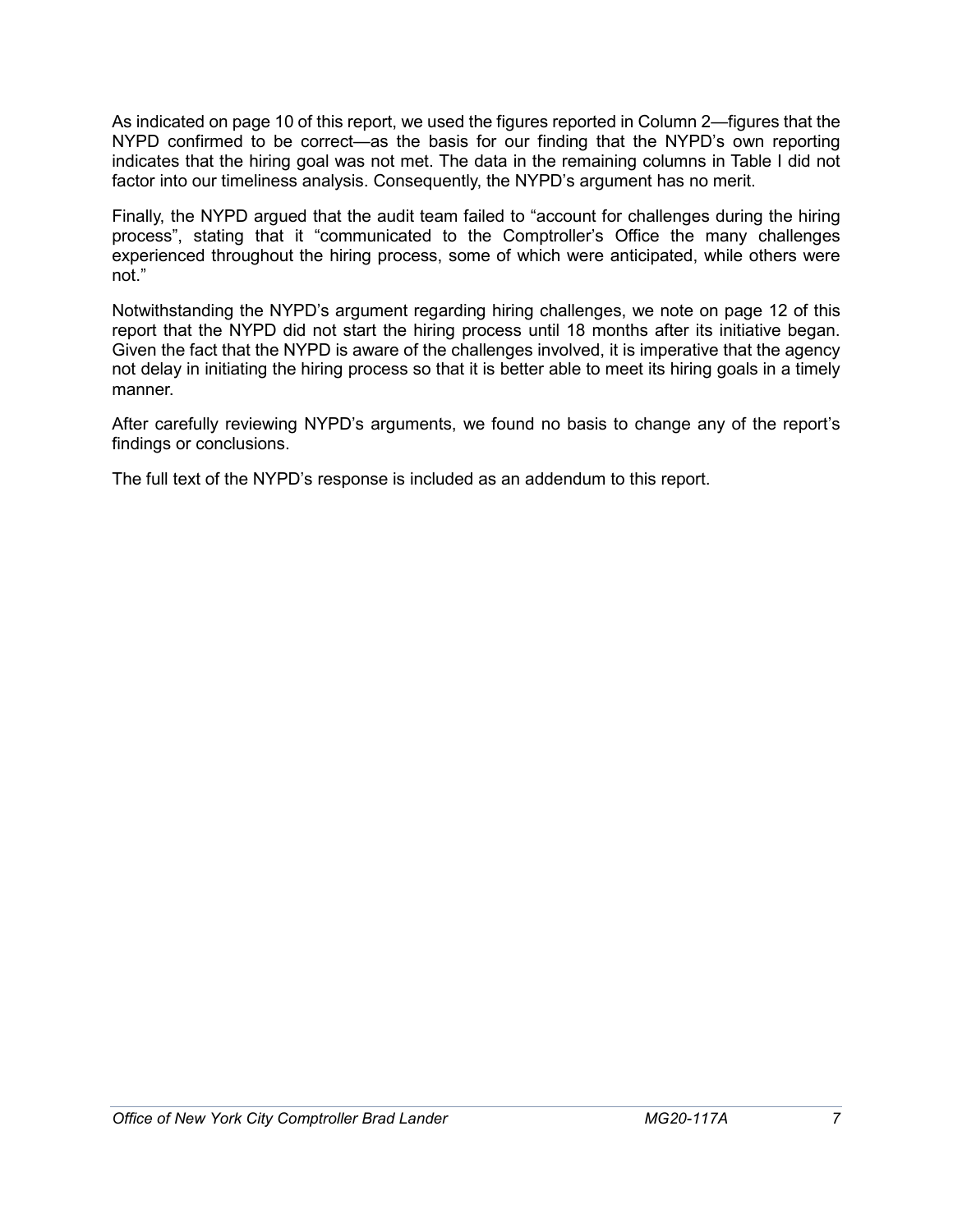As indicated on page 10 of this report, we used the figures reported in Column 2—figures that the NYPD confirmed to be correct—as the basis for our finding that the NYPD's own reporting indicates that the hiring goal was not met. The data in the remaining columns in Table I did not factor into our timeliness analysis. Consequently, the NYPD's argument has no merit.

Finally, the NYPD argued that the audit team failed to "account for challenges during the hiring process", stating that it "communicated to the Comptroller's Office the many challenges experienced throughout the hiring process, some of which were anticipated, while others were not."

Notwithstanding the NYPD's argument regarding hiring challenges, we note on page 12 of this report that the NYPD did not start the hiring process until 18 months after its initiative began. Given the fact that the NYPD is aware of the challenges involved, it is imperative that the agency not delay in initiating the hiring process so that it is better able to meet its hiring goals in a timely manner.

After carefully reviewing NYPD's arguments, we found no basis to change any of the report's findings or conclusions.

The full text of the NYPD's response is included as an addendum to this report.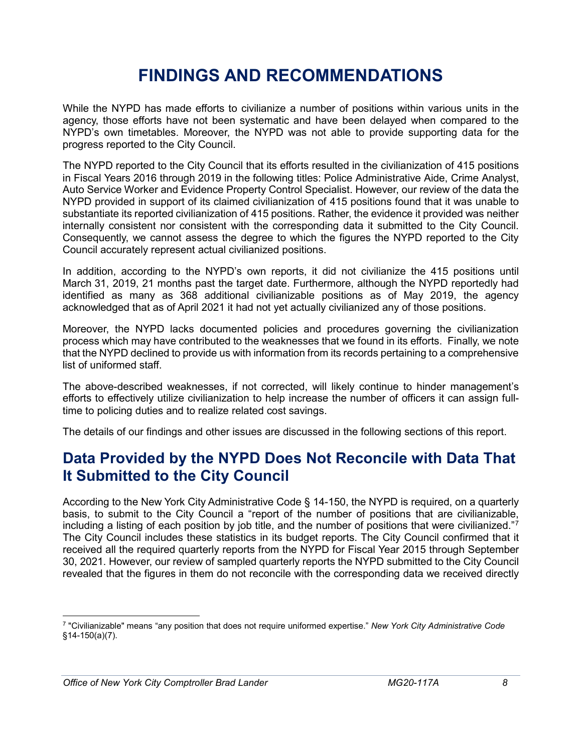# FINDINGS AND RECOMMENDATIONS

While the NYPD has made efforts to civilianize a number of positions within various units in the agency, those efforts have not been systematic and have been delayed when compared to the NYPD's own timetables. Moreover, the NYPD was not able to provide supporting data for the progress reported to the City Council.

The NYPD reported to the City Council that its efforts resulted in the civilianization of 415 positions in Fiscal Years 2016 through 2019 in the following titles: Police Administrative Aide, Crime Analyst, Auto Service Worker and Evidence Property Control Specialist. However, our review of the data the NYPD provided in support of its claimed civilianization of 415 positions found that it was unable to substantiate its reported civilianization of 415 positions. Rather, the evidence it provided was neither internally consistent nor consistent with the corresponding data it submitted to the City Council. Consequently, we cannot assess the degree to which the figures the NYPD reported to the City Council accurately represent actual civilianized positions.

In addition, according to the NYPD's own reports, it did not civilianize the 415 positions until March 31, 2019, 21 months past the target date. Furthermore, although the NYPD reportedly had identified as many as 368 additional civilianizable positions as of May 2019, the agency acknowledged that as of April 2021 it had not yet actually civilianized any of those positions.

Moreover, the NYPD lacks documented policies and procedures governing the civilianization process which may have contributed to the weaknesses that we found in its efforts. Finally, we note that the NYPD declined to provide us with information from its records pertaining to a comprehensive list of uniformed staff.

The above-described weaknesses, if not corrected, will likely continue to hinder management's efforts to effectively utilize civilianization to help increase the number of officers it can assign full-time to policing duties and to realize related cost savings.

The details of our findings and other issues are discussed in the following sections of this report.

## Data Provided by the NYPD Does Not Reconcile with Data That It Submitted to the City Council

According to the New York City Administrative Code § 14-150, the NYPD is required, on a quarterly basis, to submit to the City Council a "report of the number of positions that are civilianizable, including a listing of each position by job title, and the number of positions that were civilianized."[7] The City Council includes these statistics in its budget reports. The City Council confirmed that it received all the required quarterly reports from the NYPD for Fiscal Year 2015 through September 30, 2021. However, our review of sampled quarterly reports the NYPD submitted to the City Council revealed that the figures in them do not reconcile with the corresponding data we received directly

---

[7] "Civilianizable" means "any position that does not require uniformed expertise." *New York City Administrative Code* §14-150(a)(7).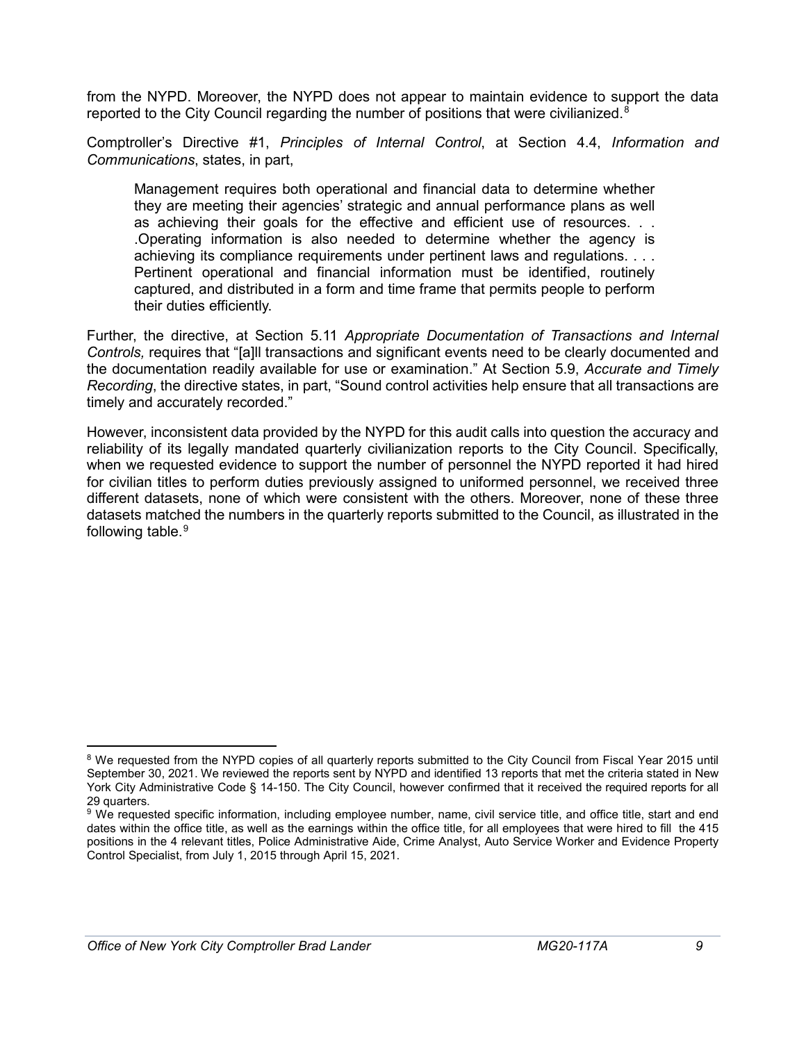from the NYPD. Moreover, the NYPD does not appear to maintain evidence to support the data reported to the City Council regarding the number of positions that were civilianized.[8]

Comptroller's Directive #1, *Principles of Internal Control*, at Section 4.4, *Information and Communications*, states, in part,

> Management requires both operational and financial data to determine whether they are meeting their agencies' strategic and annual performance plans as well as achieving their goals for the effective and efficient use of resources. . . .Operating information is also needed to determine whether the agency is achieving its compliance requirements under pertinent laws and regulations. . . . Pertinent operational and financial information must be identified, routinely captured, and distributed in a form and time frame that permits people to perform their duties efficiently.

Further, the directive, at Section 5.11 *Appropriate Documentation of Transactions and Internal Controls,* requires that "[a]ll transactions and significant events need to be clearly documented and the documentation readily available for use or examination." At Section 5.9, *Accurate and Timely Recording*, the directive states, in part, "Sound control activities help ensure that all transactions are timely and accurately recorded."

However, inconsistent data provided by the NYPD for this audit calls into question the accuracy and reliability of its legally mandated quarterly civilianization reports to the City Council. Specifically, when we requested evidence to support the number of personnel the NYPD reported it had hired for civilian titles to perform duties previously assigned to uniformed personnel, we received three different datasets, none of which were consistent with the others. Moreover, none of these three datasets matched the numbers in the quarterly reports submitted to the Council, as illustrated in the following table.[9]

---

[8] We requested from the NYPD copies of all quarterly reports submitted to the City Council from Fiscal Year 2015 until September 30, 2021. We reviewed the reports sent by NYPD and identified 13 reports that met the criteria stated in New York City Administrative Code § 14-150. The City Council, however confirmed that it received the required reports for all 29 quarters.

[9] We requested specific information, including employee number, name, civil service title, and office title, start and end dates within the office title, as well as the earnings within the office title, for all employees that were hired to fill the 415 positions in the 4 relevant titles, Police Administrative Aide, Crime Analyst, Auto Service Worker and Evidence Property Control Specialist, from July 1, 2015 through April 15, 2021.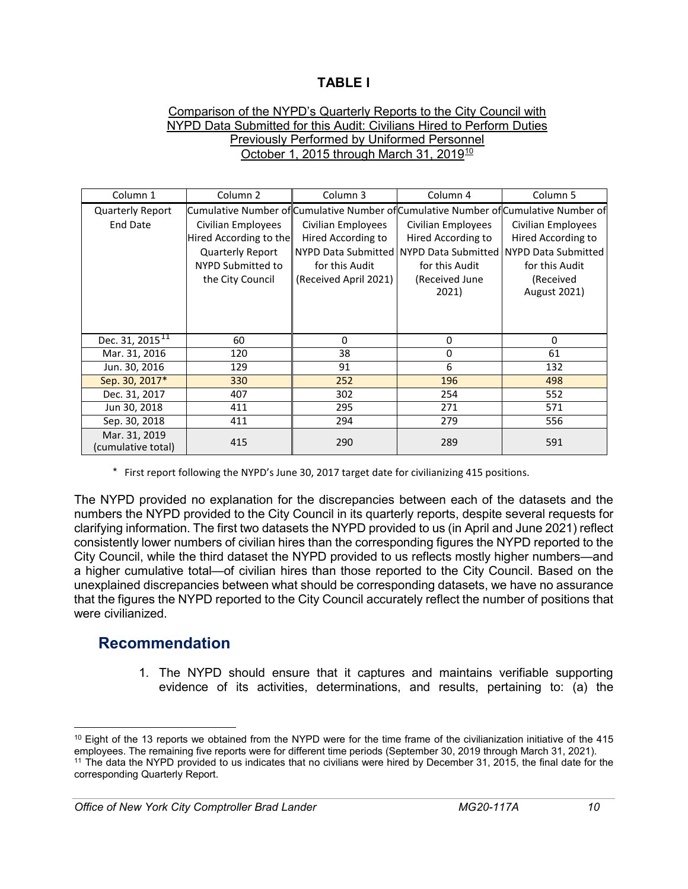## TABLE I

Comparison of the NYPD's Quarterly Reports to the City Council with NYPD Data Submitted for this Audit: Civilians Hired to Perform Duties Previously Performed by Uniformed Personnel October 1, 2015 through March 31, 2019[10]

| Column 1 | Column 2 | Column 3 | Column 4 | Column 5 |
|---|---|---|---|---|
| Quarterly Report End Date | Cumulative Number of Civilian Employees Hired According to the Quarterly Report NYPD Submitted to the City Council | Cumulative Number of Civilian Employees Hired According to NYPD Data Submitted for this Audit (Received April 2021) | Cumulative Number of Civilian Employees Hired According to NYPD Data Submitted for this Audit (Received June 2021) | Cumulative Number of Civilian Employees Hired According to NYPD Data Submitted for this Audit (Received August 2021) |
| Dec. 31, 2015[11] | 60 | 0 | 0 | 0 |
| Mar. 31, 2016 | 120 | 38 | 0 | 61 |
| Jun. 30, 2016 | 129 | 91 | 6 | 132 |
| Sep. 30, 2017* | 330 | 252 | 196 | 498 |
| Dec. 31, 2017 | 407 | 302 | 254 | 552 |
| Jun 30, 2018 | 411 | 295 | 271 | 571 |
| Sep. 30, 2018 | 411 | 294 | 279 | 556 |
| Mar. 31, 2019 (cumulative total) | 415 | 290 | 289 | 591 |

\* First report following the NYPD's June 30, 2017 target date for civilianizing 415 positions.

The NYPD provided no explanation for the discrepancies between each of the datasets and the numbers the NYPD provided to the City Council in its quarterly reports, despite several requests for clarifying information. The first two datasets the NYPD provided to us (in April and June 2021) reflect consistently lower numbers of civilian hires than the corresponding figures the NYPD reported to the City Council, while the third dataset the NYPD provided to us reflects mostly higher numbers—and a higher cumulative total—of civilian hires than those reported to the City Council. Based on the unexplained discrepancies between what should be corresponding datasets, we have no assurance that the figures the NYPD reported to the City Council accurately reflect the number of positions that were civilianized.

## Recommendation

1. The NYPD should ensure that it captures and maintains verifiable supporting evidence of its activities, determinations, and results, pertaining to: (a) the

[10] Eight of the 13 reports we obtained from the NYPD were for the time frame of the civilianization initiative of the 415 employees. The remaining five reports were for different time periods (September 30, 2019 through March 31, 2021).

[11] The data the NYPD provided to us indicates that no civilians were hired by December 31, 2015, the final date for the corresponding Quarterly Report.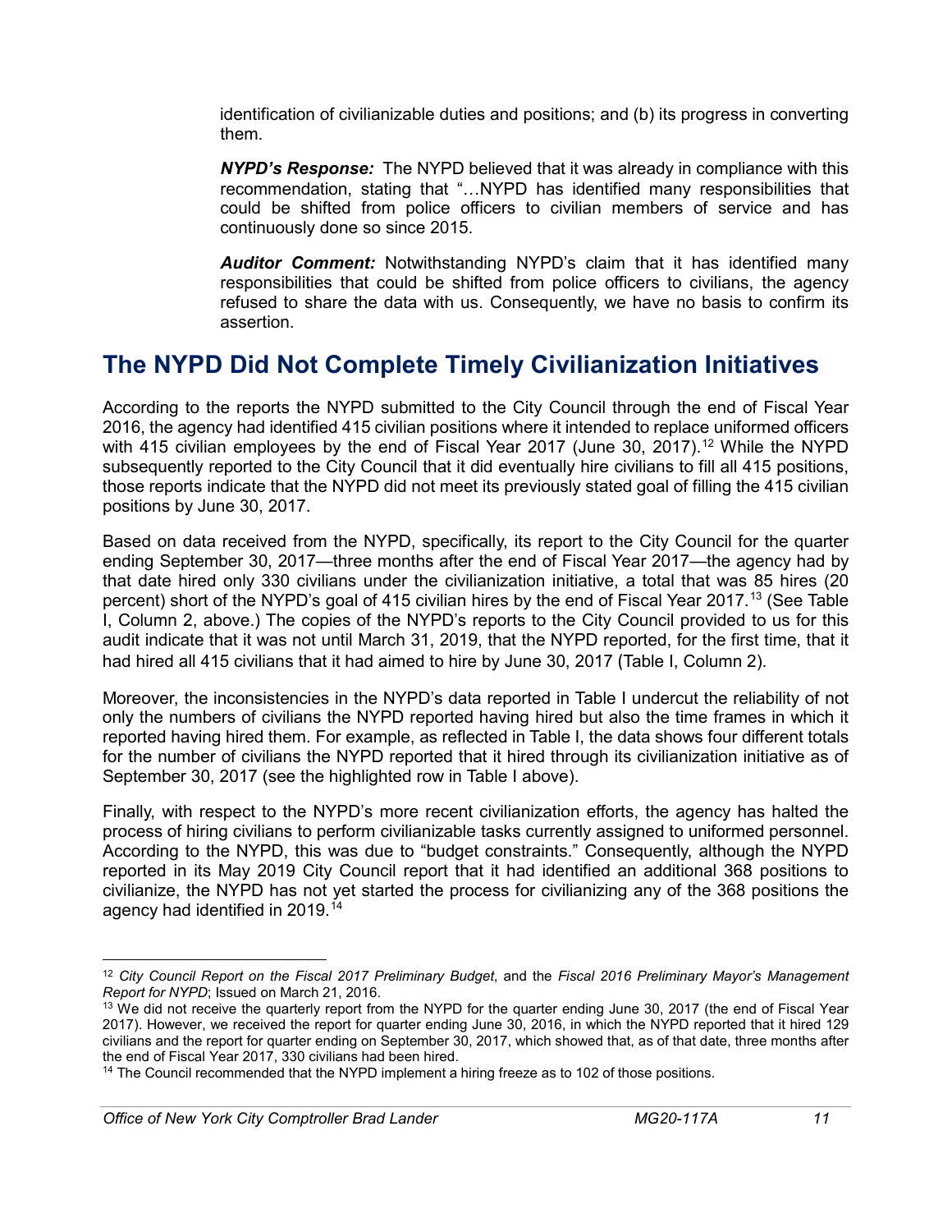identification of civilianizable duties and positions; and (b) its progress in converting them.

***NYPD's Response:*** The NYPD believed that it was already in compliance with this recommendation, stating that "…NYPD has identified many responsibilities that could be shifted from police officers to civilian members of service and has continuously done so since 2015.

***Auditor Comment:*** Notwithstanding NYPD's claim that it has identified many responsibilities that could be shifted from police officers to civilians, the agency refused to share the data with us. Consequently, we have no basis to confirm its assertion.

## The NYPD Did Not Complete Timely Civilianization Initiatives

According to the reports the NYPD submitted to the City Council through the end of Fiscal Year 2016, the agency had identified 415 civilian positions where it intended to replace uniformed officers with 415 civilian employees by the end of Fiscal Year 2017 (June 30, 2017).[12] While the NYPD subsequently reported to the City Council that it did eventually hire civilians to fill all 415 positions, those reports indicate that the NYPD did not meet its previously stated goal of filling the 415 civilian positions by June 30, 2017.

Based on data received from the NYPD, specifically, its report to the City Council for the quarter ending September 30, 2017—three months after the end of Fiscal Year 2017—the agency had by that date hired only 330 civilians under the civilianization initiative, a total that was 85 hires (20 percent) short of the NYPD's goal of 415 civilian hires by the end of Fiscal Year 2017.[13] (See Table I, Column 2, above.) The copies of the NYPD's reports to the City Council provided to us for this audit indicate that it was not until March 31, 2019, that the NYPD reported, for the first time, that it had hired all 415 civilians that it had aimed to hire by June 30, 2017 (Table I, Column 2).

Moreover, the inconsistencies in the NYPD's data reported in Table I undercut the reliability of not only the numbers of civilians the NYPD reported having hired but also the time frames in which it reported having hired them. For example, as reflected in Table I, the data shows four different totals for the number of civilians the NYPD reported that it hired through its civilianization initiative as of September 30, 2017 (see the highlighted row in Table I above).

Finally, with respect to the NYPD's more recent civilianization efforts, the agency has halted the process of hiring civilians to perform civilianizable tasks currently assigned to uniformed personnel. According to the NYPD, this was due to "budget constraints." Consequently, although the NYPD reported in its May 2019 City Council report that it had identified an additional 368 positions to civilianize, the NYPD has not yet started the process for civilianizing any of the 368 positions the agency had identified in 2019.[14]

---

[12] *City Council Report on the Fiscal 2017 Preliminary Budget*, and the *Fiscal 2016 Preliminary Mayor's Management Report for NYPD*; Issued on March 21, 2016.

[13] We did not receive the quarterly report from the NYPD for the quarter ending June 30, 2017 (the end of Fiscal Year 2017). However, we received the report for quarter ending June 30, 2016, in which the NYPD reported that it hired 129 civilians and the report for quarter ending on September 30, 2017, which showed that, as of that date, three months after the end of Fiscal Year 2017, 330 civilians had been hired.

[14] The Council recommended that the NYPD implement a hiring freeze as to 102 of those positions.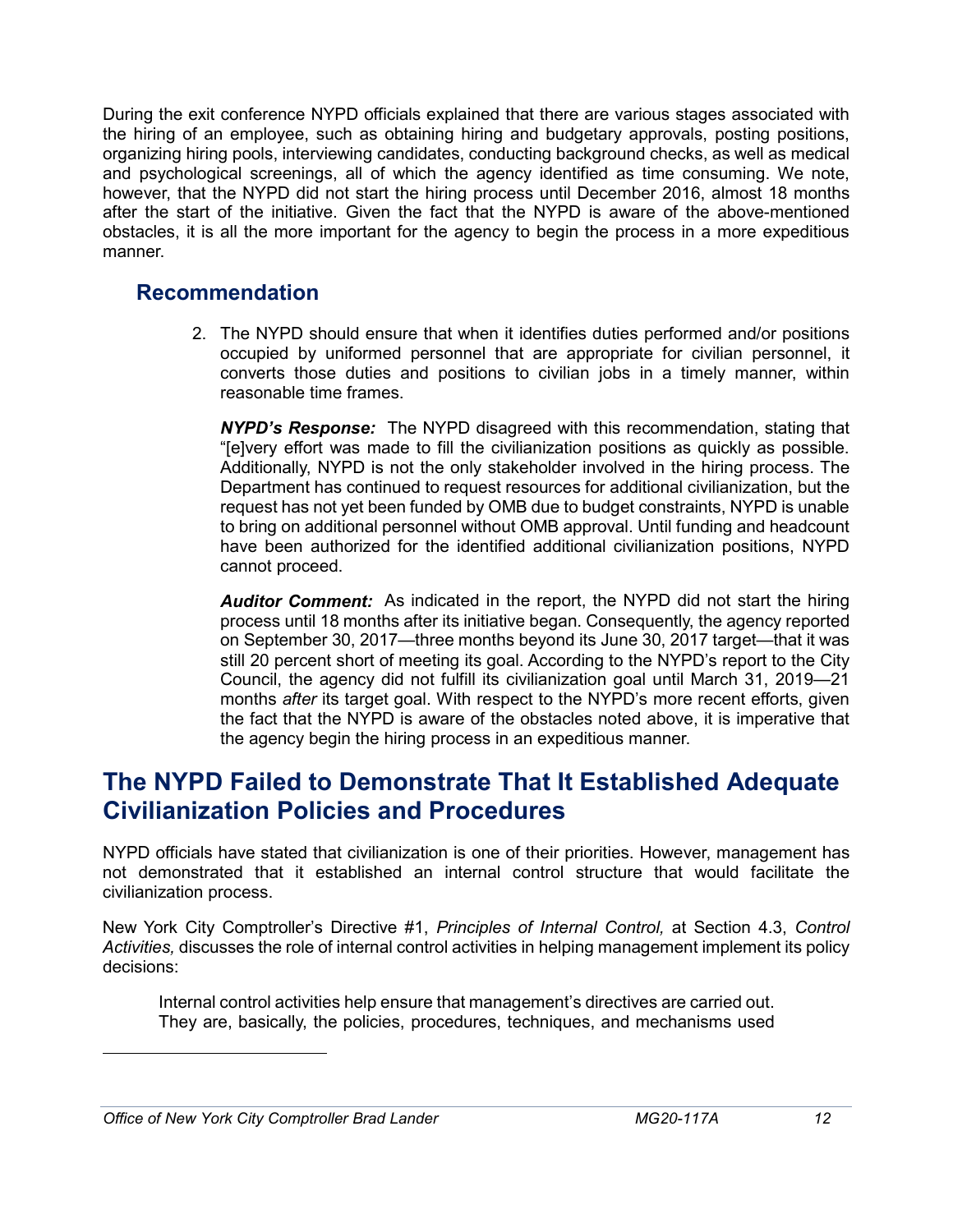During the exit conference NYPD officials explained that there are various stages associated with the hiring of an employee, such as obtaining hiring and budgetary approvals, posting positions, organizing hiring pools, interviewing candidates, conducting background checks, as well as medical and psychological screenings, all of which the agency identified as time consuming. We note, however, that the NYPD did not start the hiring process until December 2016, almost 18 months after the start of the initiative. Given the fact that the NYPD is aware of the above-mentioned obstacles, it is all the more important for the agency to begin the process in a more expeditious manner.

### Recommendation

2. The NYPD should ensure that when it identifies duties performed and/or positions occupied by uniformed personnel that are appropriate for civilian personnel, it converts those duties and positions to civilian jobs in a timely manner, within reasonable time frames.

   ***NYPD's Response:*** The NYPD disagreed with this recommendation, stating that "[e]very effort was made to fill the civilianization positions as quickly as possible. Additionally, NYPD is not the only stakeholder involved in the hiring process. The Department has continued to request resources for additional civilianization, but the request has not yet been funded by OMB due to budget constraints, NYPD is unable to bring on additional personnel without OMB approval. Until funding and headcount have been authorized for the identified additional civilianization positions, NYPD cannot proceed.

   ***Auditor Comment:*** As indicated in the report, the NYPD did not start the hiring process until 18 months after its initiative began. Consequently, the agency reported on September 30, 2017—three months beyond its June 30, 2017 target—that it was still 20 percent short of meeting its goal. According to the NYPD's report to the City Council, the agency did not fulfill its civilianization goal until March 31, 2019—21 months *after* its target goal. With respect to the NYPD's more recent efforts, given the fact that the NYPD is aware of the obstacles noted above, it is imperative that the agency begin the hiring process in an expeditious manner.

## The NYPD Failed to Demonstrate That It Established Adequate Civilianization Policies and Procedures

NYPD officials have stated that civilianization is one of their priorities. However, management has not demonstrated that it established an internal control structure that would facilitate the civilianization process.

New York City Comptroller's Directive #1, *Principles of Internal Control,* at Section 4.3, *Control Activities,* discusses the role of internal control activities in helping management implement its policy decisions:

> Internal control activities help ensure that management's directives are carried out. They are, basically, the policies, procedures, techniques, and mechanisms used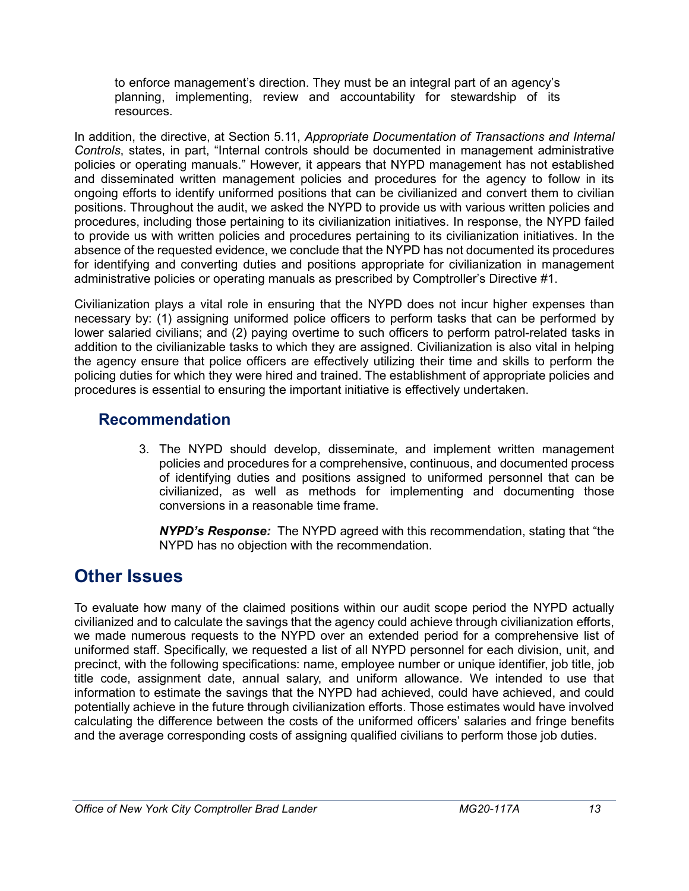to enforce management's direction. They must be an integral part of an agency's planning, implementing, review and accountability for stewardship of its resources.

In addition, the directive, at Section 5.11, *Appropriate Documentation of Transactions and Internal Controls*, states, in part, "Internal controls should be documented in management administrative policies or operating manuals." However, it appears that NYPD management has not established and disseminated written management policies and procedures for the agency to follow in its ongoing efforts to identify uniformed positions that can be civilianized and convert them to civilian positions. Throughout the audit, we asked the NYPD to provide us with various written policies and procedures, including those pertaining to its civilianization initiatives. In response, the NYPD failed to provide us with written policies and procedures pertaining to its civilianization initiatives. In the absence of the requested evidence, we conclude that the NYPD has not documented its procedures for identifying and converting duties and positions appropriate for civilianization in management administrative policies or operating manuals as prescribed by Comptroller's Directive #1.

Civilianization plays a vital role in ensuring that the NYPD does not incur higher expenses than necessary by: (1) assigning uniformed police officers to perform tasks that can be performed by lower salaried civilians; and (2) paying overtime to such officers to perform patrol-related tasks in addition to the civilianizable tasks to which they are assigned. Civilianization is also vital in helping the agency ensure that police officers are effectively utilizing their time and skills to perform the policing duties for which they were hired and trained. The establishment of appropriate policies and procedures is essential to ensuring the important initiative is effectively undertaken.

### Recommendation

3. The NYPD should develop, disseminate, and implement written management policies and procedures for a comprehensive, continuous, and documented process of identifying duties and positions assigned to uniformed personnel that can be civilianized, as well as methods for implementing and documenting those conversions in a reasonable time frame.

   ***NYPD's Response:*** The NYPD agreed with this recommendation, stating that "the NYPD has no objection with the recommendation.

## Other Issues

To evaluate how many of the claimed positions within our audit scope period the NYPD actually civilianized and to calculate the savings that the agency could achieve through civilianization efforts, we made numerous requests to the NYPD over an extended period for a comprehensive list of uniformed staff. Specifically, we requested a list of all NYPD personnel for each division, unit, and precinct, with the following specifications: name, employee number or unique identifier, job title, job title code, assignment date, annual salary, and uniform allowance. We intended to use that information to estimate the savings that the NYPD had achieved, could have achieved, and could potentially achieve in the future through civilianization efforts. Those estimates would have involved calculating the difference between the costs of the uniformed officers' salaries and fringe benefits and the average corresponding costs of assigning qualified civilians to perform those job duties.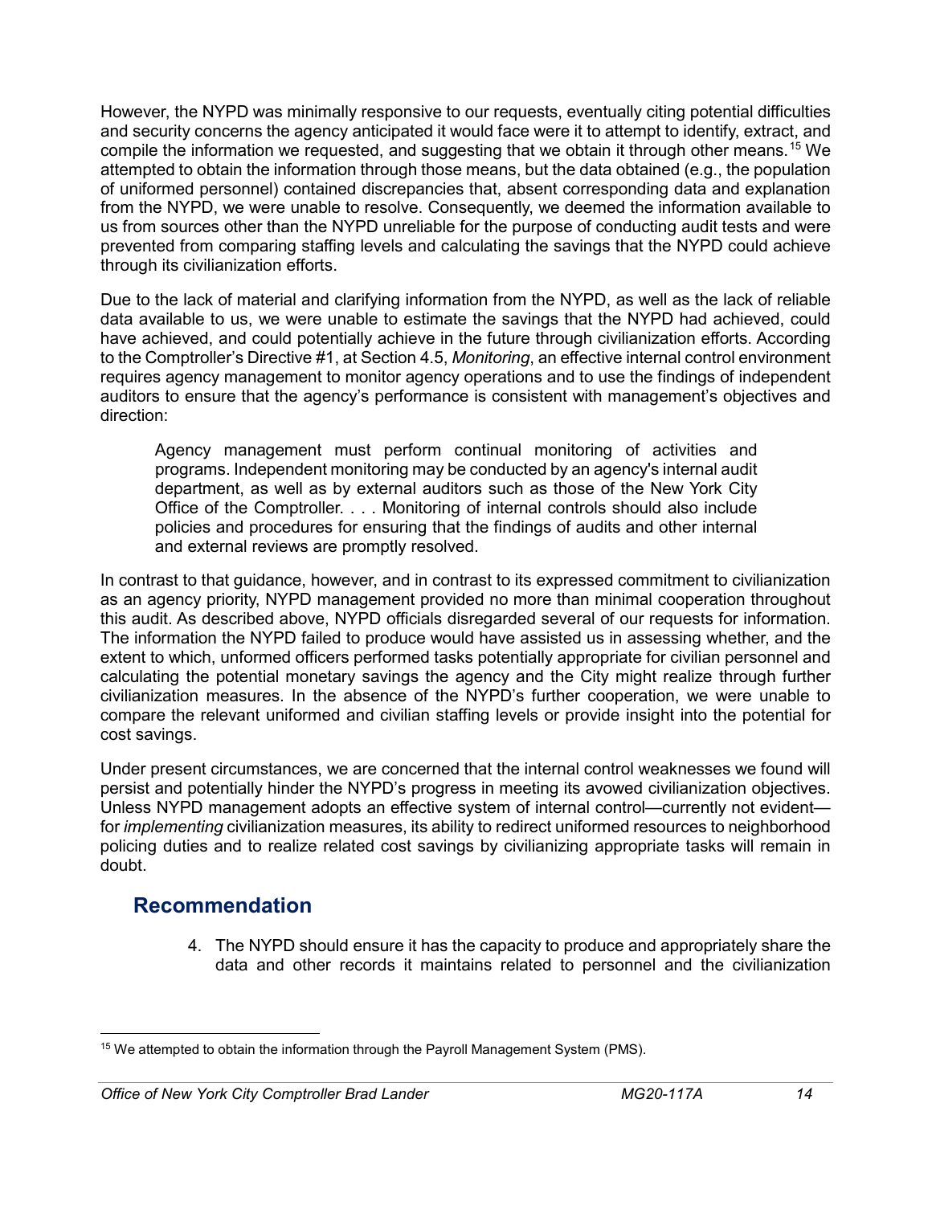However, the NYPD was minimally responsive to our requests, eventually citing potential difficulties and security concerns the agency anticipated it would face were it to attempt to identify, extract, and compile the information we requested, and suggesting that we obtain it through other means.[15] We attempted to obtain the information through those means, but the data obtained (e.g., the population of uniformed personnel) contained discrepancies that, absent corresponding data and explanation from the NYPD, we were unable to resolve. Consequently, we deemed the information available to us from sources other than the NYPD unreliable for the purpose of conducting audit tests and were prevented from comparing staffing levels and calculating the savings that the NYPD could achieve through its civilianization efforts.

Due to the lack of material and clarifying information from the NYPD, as well as the lack of reliable data available to us, we were unable to estimate the savings that the NYPD had achieved, could have achieved, and could potentially achieve in the future through civilianization efforts. According to the Comptroller's Directive #1, at Section 4.5, *Monitoring*, an effective internal control environment requires agency management to monitor agency operations and to use the findings of independent auditors to ensure that the agency's performance is consistent with management's objectives and direction:

> Agency management must perform continual monitoring of activities and programs. Independent monitoring may be conducted by an agency's internal audit department, as well as by external auditors such as those of the New York City Office of the Comptroller. . . . Monitoring of internal controls should also include policies and procedures for ensuring that the findings of audits and other internal and external reviews are promptly resolved.

In contrast to that guidance, however, and in contrast to its expressed commitment to civilianization as an agency priority, NYPD management provided no more than minimal cooperation throughout this audit. As described above, NYPD officials disregarded several of our requests for information. The information the NYPD failed to produce would have assisted us in assessing whether, and the extent to which, unformed officers performed tasks potentially appropriate for civilian personnel and calculating the potential monetary savings the agency and the City might realize through further civilianization measures. In the absence of the NYPD's further cooperation, we were unable to compare the relevant uniformed and civilian staffing levels or provide insight into the potential for cost savings.

Under present circumstances, we are concerned that the internal control weaknesses we found will persist and potentially hinder the NYPD's progress in meeting its avowed civilianization objectives. Unless NYPD management adopts an effective system of internal control—currently not evident—for *implementing* civilianization measures, its ability to redirect uniformed resources to neighborhood policing duties and to realize related cost savings by civilianizing appropriate tasks will remain in doubt.

## Recommendation

4. The NYPD should ensure it has the capacity to produce and appropriately share the data and other records it maintains related to personnel and the civilianization

[15] We attempted to obtain the information through the Payroll Management System (PMS).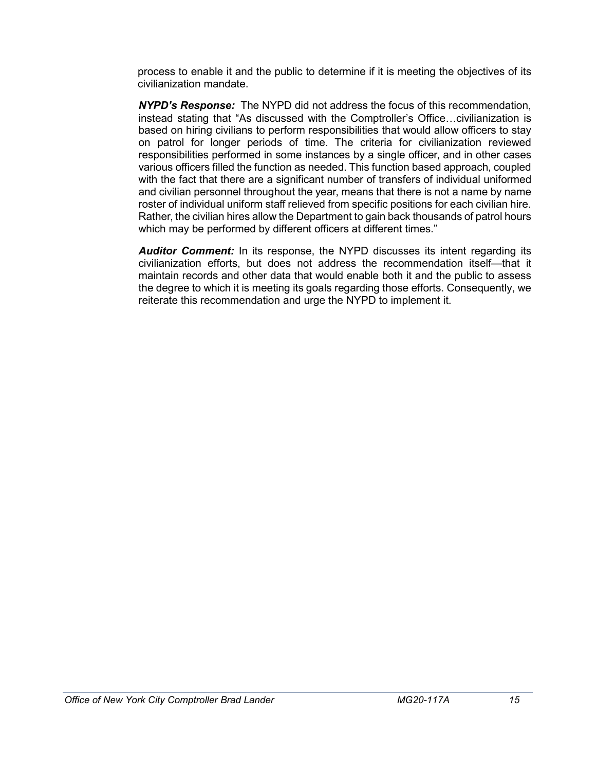process to enable it and the public to determine if it is meeting the objectives of its civilianization mandate.

***NYPD's Response:*** The NYPD did not address the focus of this recommendation, instead stating that "As discussed with the Comptroller's Office…civilianization is based on hiring civilians to perform responsibilities that would allow officers to stay on patrol for longer periods of time. The criteria for civilianization reviewed responsibilities performed in some instances by a single officer, and in other cases various officers filled the function as needed. This function based approach, coupled with the fact that there are a significant number of transfers of individual uniformed and civilian personnel throughout the year, means that there is not a name by name roster of individual uniform staff relieved from specific positions for each civilian hire. Rather, the civilian hires allow the Department to gain back thousands of patrol hours which may be performed by different officers at different times."

***Auditor Comment:*** In its response, the NYPD discusses its intent regarding its civilianization efforts, but does not address the recommendation itself—that it maintain records and other data that would enable both it and the public to assess the degree to which it is meeting its goals regarding those efforts. Consequently, we reiterate this recommendation and urge the NYPD to implement it.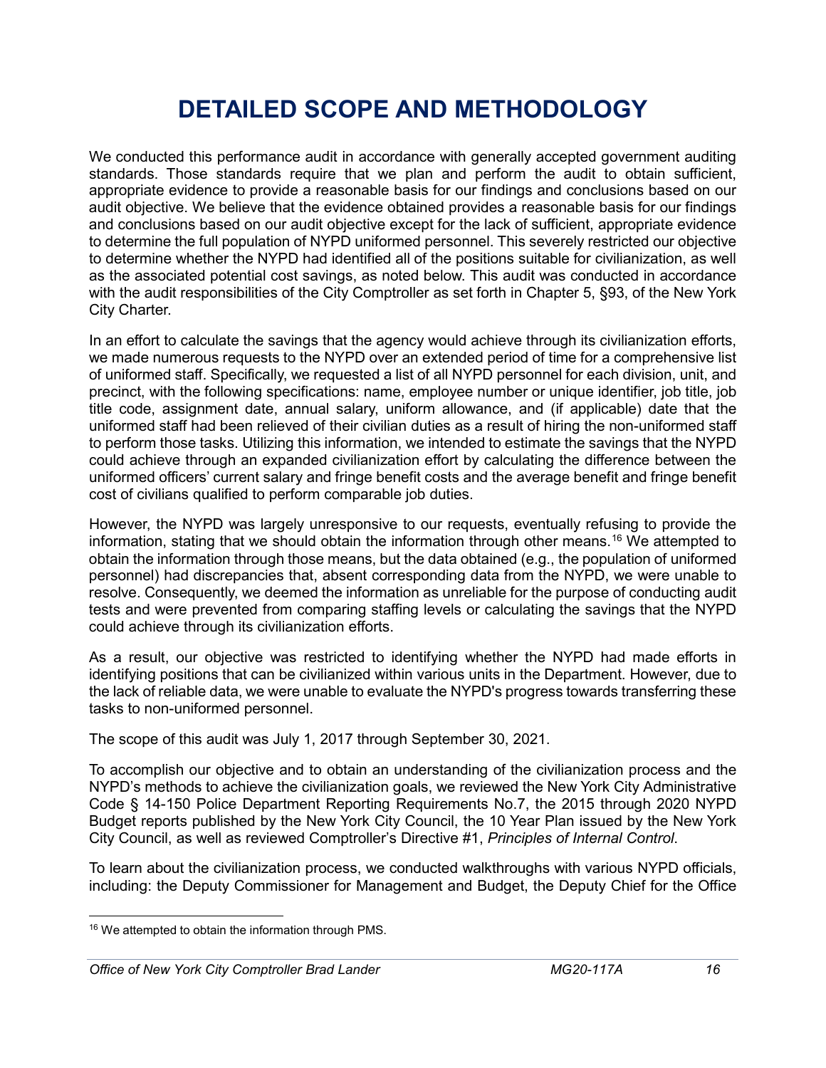# DETAILED SCOPE AND METHODOLOGY

We conducted this performance audit in accordance with generally accepted government auditing standards. Those standards require that we plan and perform the audit to obtain sufficient, appropriate evidence to provide a reasonable basis for our findings and conclusions based on our audit objective. We believe that the evidence obtained provides a reasonable basis for our findings and conclusions based on our audit objective except for the lack of sufficient, appropriate evidence to determine the full population of NYPD uniformed personnel. This severely restricted our objective to determine whether the NYPD had identified all of the positions suitable for civilianization, as well as the associated potential cost savings, as noted below. This audit was conducted in accordance with the audit responsibilities of the City Comptroller as set forth in Chapter 5, §93, of the New York City Charter.

In an effort to calculate the savings that the agency would achieve through its civilianization efforts, we made numerous requests to the NYPD over an extended period of time for a comprehensive list of uniformed staff. Specifically, we requested a list of all NYPD personnel for each division, unit, and precinct, with the following specifications: name, employee number or unique identifier, job title, job title code, assignment date, annual salary, uniform allowance, and (if applicable) date that the uniformed staff had been relieved of their civilian duties as a result of hiring the non-uniformed staff to perform those tasks. Utilizing this information, we intended to estimate the savings that the NYPD could achieve through an expanded civilianization effort by calculating the difference between the uniformed officers' current salary and fringe benefit costs and the average benefit and fringe benefit cost of civilians qualified to perform comparable job duties.

However, the NYPD was largely unresponsive to our requests, eventually refusing to provide the information, stating that we should obtain the information through other means.[16] We attempted to obtain the information through those means, but the data obtained (e.g., the population of uniformed personnel) had discrepancies that, absent corresponding data from the NYPD, we were unable to resolve. Consequently, we deemed the information as unreliable for the purpose of conducting audit tests and were prevented from comparing staffing levels or calculating the savings that the NYPD could achieve through its civilianization efforts.

As a result, our objective was restricted to identifying whether the NYPD had made efforts in identifying positions that can be civilianized within various units in the Department. However, due to the lack of reliable data, we were unable to evaluate the NYPD's progress towards transferring these tasks to non-uniformed personnel.

The scope of this audit was July 1, 2017 through September 30, 2021.

To accomplish our objective and to obtain an understanding of the civilianization process and the NYPD's methods to achieve the civilianization goals, we reviewed the New York City Administrative Code § 14-150 Police Department Reporting Requirements No.7, the 2015 through 2020 NYPD Budget reports published by the New York City Council, the 10 Year Plan issued by the New York City Council, as well as reviewed Comptroller's Directive #1, *Principles of Internal Control*.

To learn about the civilianization process, we conducted walkthroughs with various NYPD officials, including: the Deputy Commissioner for Management and Budget, the Deputy Chief for the Office

---

[16] We attempted to obtain the information through PMS.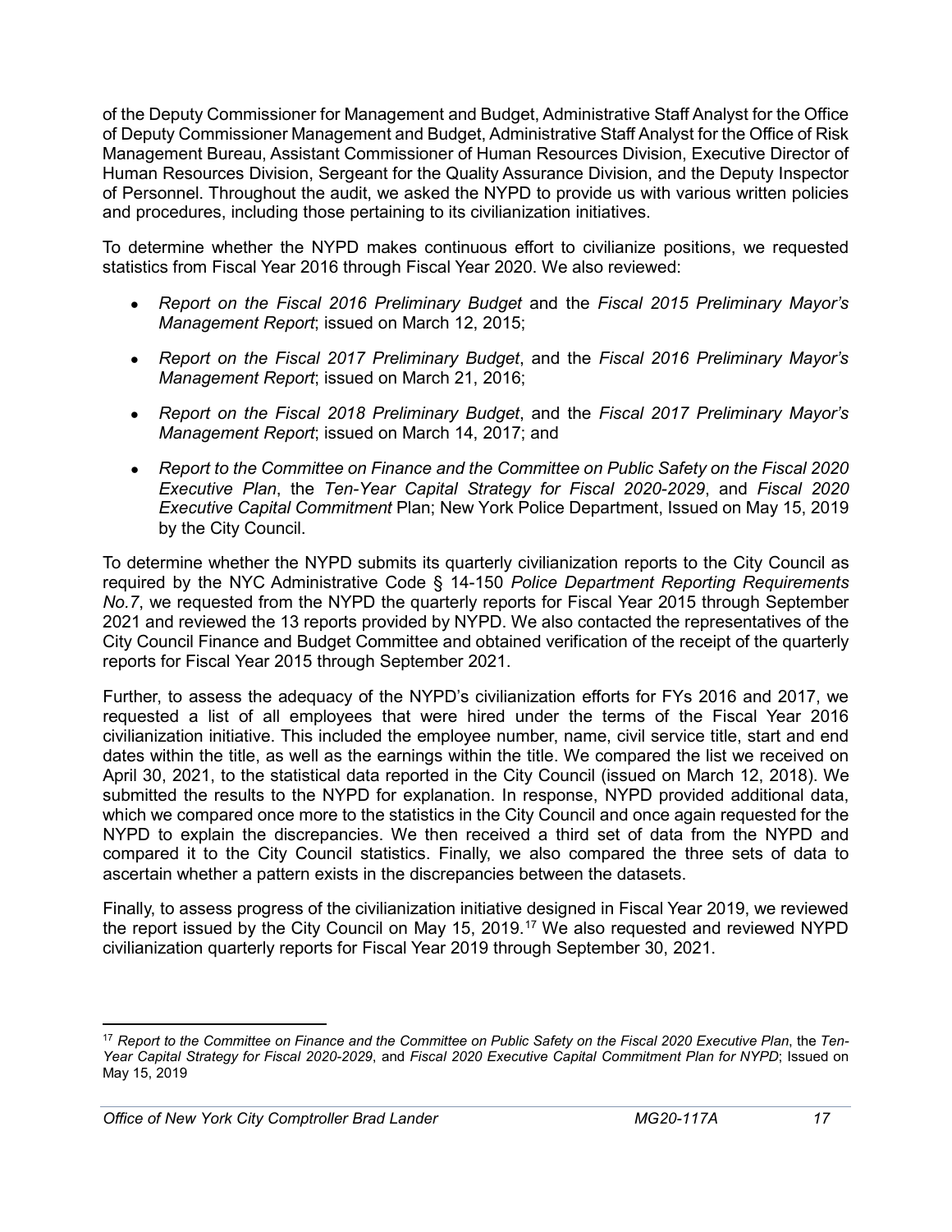of the Deputy Commissioner for Management and Budget, Administrative Staff Analyst for the Office of Deputy Commissioner Management and Budget, Administrative Staff Analyst for the Office of Risk Management Bureau, Assistant Commissioner of Human Resources Division, Executive Director of Human Resources Division, Sergeant for the Quality Assurance Division, and the Deputy Inspector of Personnel. Throughout the audit, we asked the NYPD to provide us with various written policies and procedures, including those pertaining to its civilianization initiatives.

To determine whether the NYPD makes continuous effort to civilianize positions, we requested statistics from Fiscal Year 2016 through Fiscal Year 2020. We also reviewed:

- *Report on the Fiscal 2016 Preliminary Budget* and the *Fiscal 2015 Preliminary Mayor's Management Report*; issued on March 12, 2015;
- *Report on the Fiscal 2017 Preliminary Budget*, and the *Fiscal 2016 Preliminary Mayor's Management Report*; issued on March 21, 2016;
- *Report on the Fiscal 2018 Preliminary Budget*, and the *Fiscal 2017 Preliminary Mayor's Management Report*; issued on March 14, 2017; and
- *Report to the Committee on Finance and the Committee on Public Safety on the Fiscal 2020 Executive Plan*, the *Ten-Year Capital Strategy for Fiscal 2020-2029*, and *Fiscal 2020 Executive Capital Commitment* Plan; New York Police Department, Issued on May 15, 2019 by the City Council.

To determine whether the NYPD submits its quarterly civilianization reports to the City Council as required by the NYC Administrative Code § 14-150 *Police Department Reporting Requirements No.7*, we requested from the NYPD the quarterly reports for Fiscal Year 2015 through September 2021 and reviewed the 13 reports provided by NYPD. We also contacted the representatives of the City Council Finance and Budget Committee and obtained verification of the receipt of the quarterly reports for Fiscal Year 2015 through September 2021.

Further, to assess the adequacy of the NYPD's civilianization efforts for FYs 2016 and 2017, we requested a list of all employees that were hired under the terms of the Fiscal Year 2016 civilianization initiative. This included the employee number, name, civil service title, start and end dates within the title, as well as the earnings within the title. We compared the list we received on April 30, 2021, to the statistical data reported in the City Council (issued on March 12, 2018). We submitted the results to the NYPD for explanation. In response, NYPD provided additional data, which we compared once more to the statistics in the City Council and once again requested for the NYPD to explain the discrepancies. We then received a third set of data from the NYPD and compared it to the City Council statistics. Finally, we also compared the three sets of data to ascertain whether a pattern exists in the discrepancies between the datasets.

Finally, to assess progress of the civilianization initiative designed in Fiscal Year 2019, we reviewed the report issued by the City Council on May 15, 2019.[17] We also requested and reviewed NYPD civilianization quarterly reports for Fiscal Year 2019 through September 30, 2021.

---

[17] *Report to the Committee on Finance and the Committee on Public Safety on the Fiscal 2020 Executive Plan*, the *Ten-Year Capital Strategy for Fiscal 2020-2029*, and *Fiscal 2020 Executive Capital Commitment Plan for NYPD*; Issued on May 15, 2019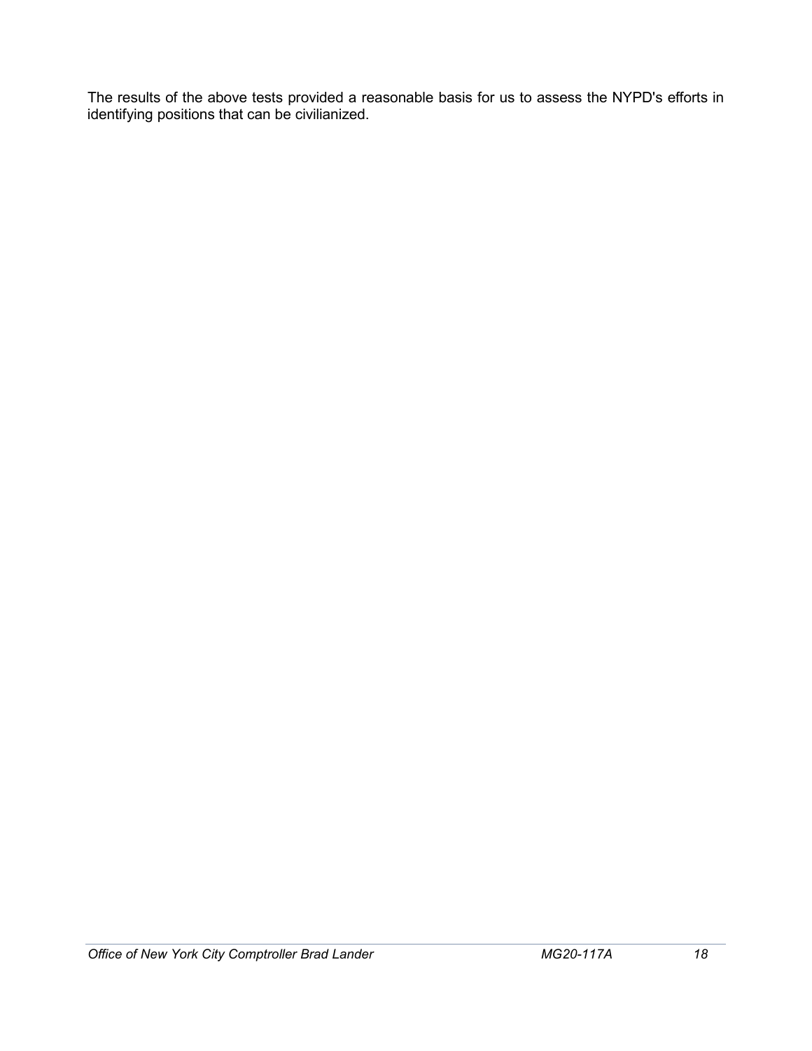The results of the above tests provided a reasonable basis for us to assess the NYPD's efforts in identifying positions that can be civilianized.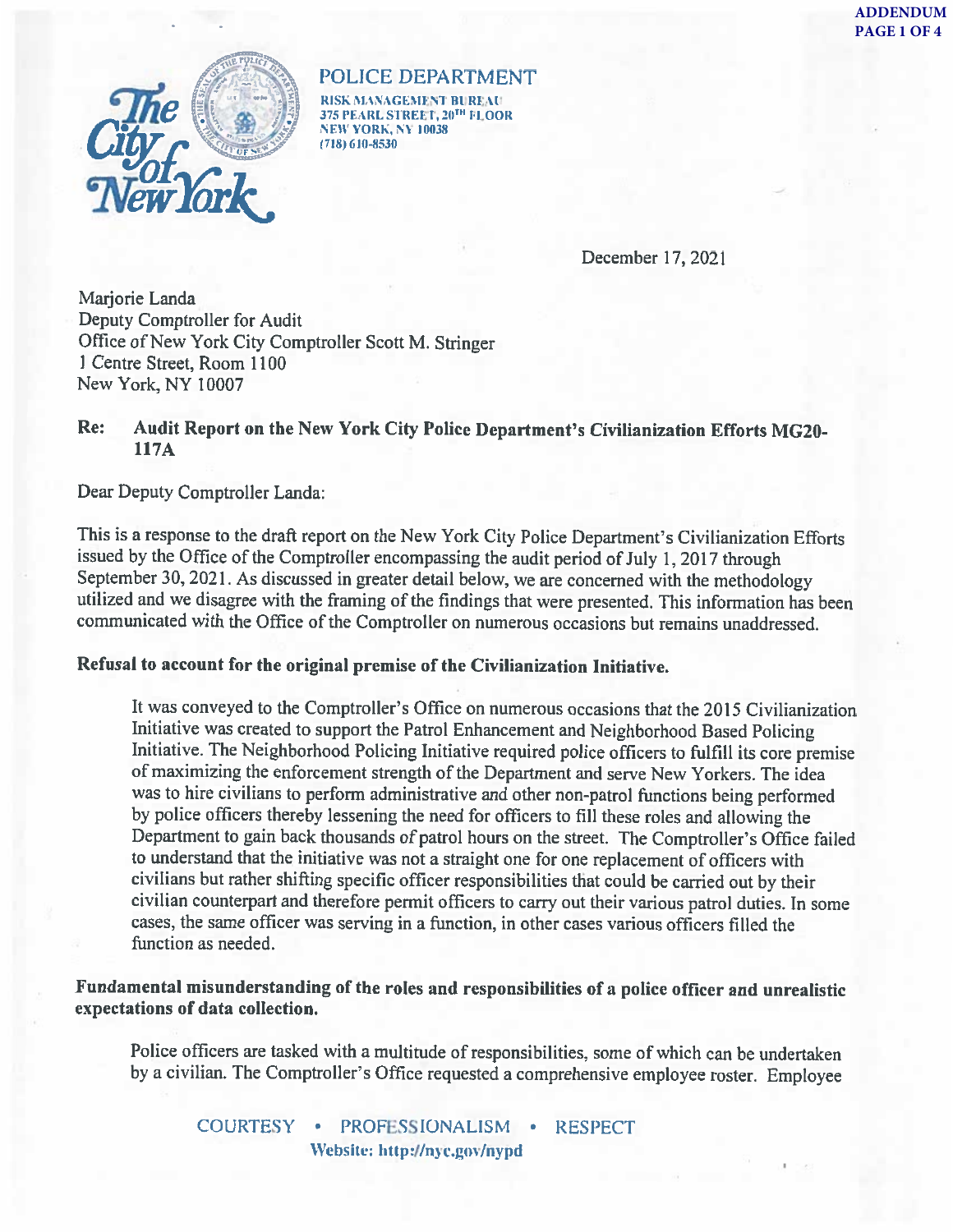ADDENDUM
PAGE 1 OF 4

POLICE DEPARTMENT
RISK MANAGEMENT BUREAU
375 PEARL STREET, 20TH FLOOR
NEW YORK, NY 10038
(718) 610-8530

December 17, 2021

Marjorie Landa
Deputy Comptroller for Audit
Office of New York City Comptroller Scott M. Stringer
1 Centre Street, Room 1100
New York, NY 10007

**Re: Audit Report on the New York City Police Department's Civilianization Efforts MG20-117A**

Dear Deputy Comptroller Landa:

This is a response to the draft report on the New York City Police Department's Civilianization Efforts issued by the Office of the Comptroller encompassing the audit period of July 1, 2017 through September 30, 2021. As discussed in greater detail below, we are concerned with the methodology utilized and we disagree with the framing of the findings that were presented. This information has been communicated with the Office of the Comptroller on numerous occasions but remains unaddressed.

**Refusal to account for the original premise of the Civilianization Initiative.**

It was conveyed to the Comptroller's Office on numerous occasions that the 2015 Civilianization Initiative was created to support the Patrol Enhancement and Neighborhood Based Policing Initiative. The Neighborhood Policing Initiative required police officers to fulfill its core premise of maximizing the enforcement strength of the Department and serve New Yorkers. The idea was to hire civilians to perform administrative and other non-patrol functions being performed by police officers thereby lessening the need for officers to fill these roles and allowing the Department to gain back thousands of patrol hours on the street. The Comptroller's Office failed to understand that the initiative was not a straight one for one replacement of officers with civilians but rather shifting specific officer responsibilities that could be carried out by their civilian counterpart and therefore permit officers to carry out their various patrol duties. In some cases, the same officer was serving in a function, in other cases various officers filled the function as needed.

**Fundamental misunderstanding of the roles and responsibilities of a police officer and unrealistic expectations of data collection.**

Police officers are tasked with a multitude of responsibilities, some of which can be undertaken by a civilian. The Comptroller's Office requested a comprehensive employee roster. Employee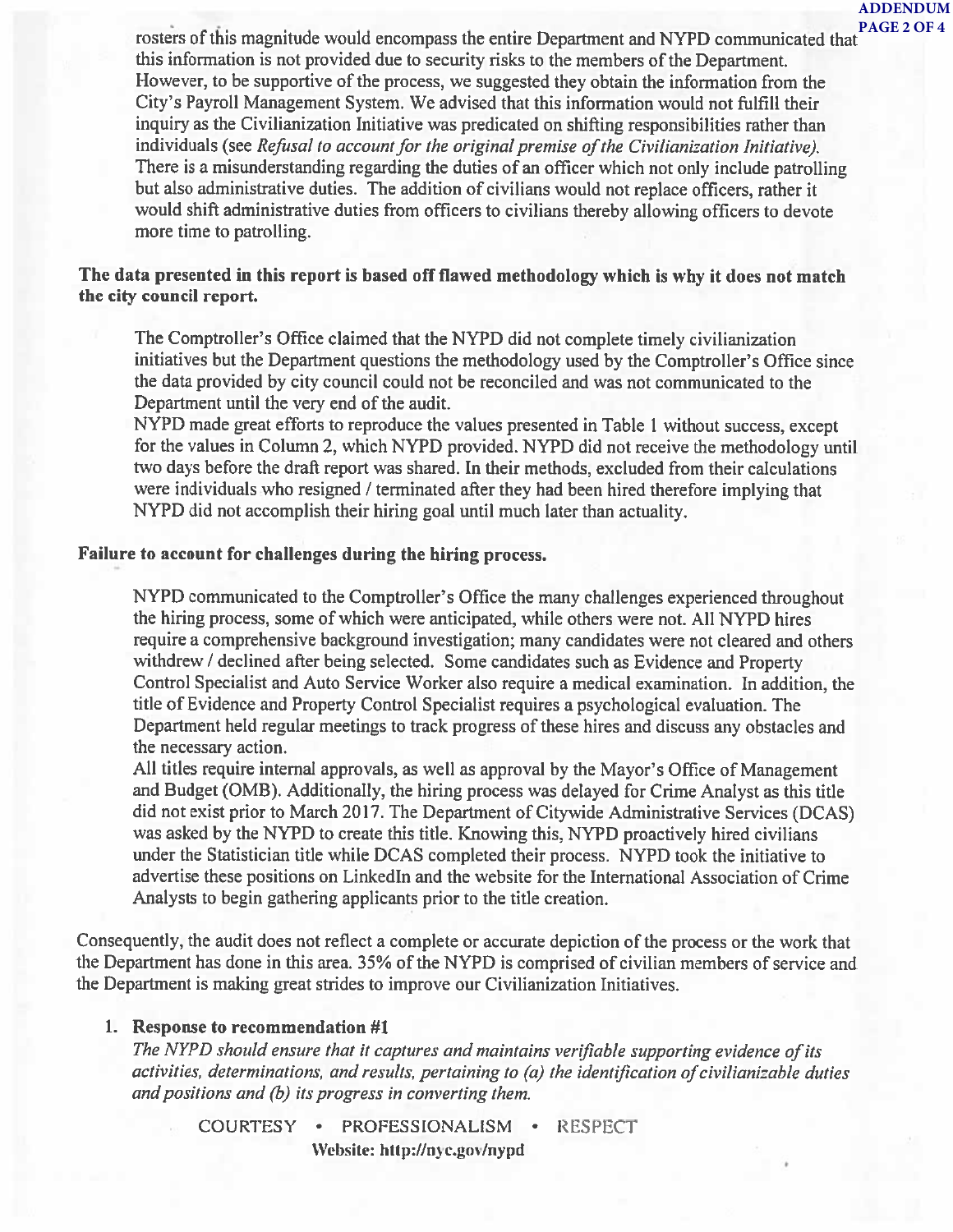rosters of this magnitude would encompass the entire Department and NYPD communicated that this information is not provided due to security risks to the members of the Department. However, to be supportive of the process, we suggested they obtain the information from the City's Payroll Management System. We advised that this information would not fulfill their inquiry as the Civilianization Initiative was predicated on shifting responsibilities rather than individuals (see *Refusal to account for the original premise of the Civilianization Initiative).* There is a misunderstanding regarding the duties of an officer which not only include patrolling but also administrative duties. The addition of civilians would not replace officers, rather it would shift administrative duties from officers to civilians thereby allowing officers to devote more time to patrolling.

**The data presented in this report is based off flawed methodology which is why it does not match the city council report.**

The Comptroller's Office claimed that the NYPD did not complete timely civilianization initiatives but the Department questions the methodology used by the Comptroller's Office since the data provided by city council could not be reconciled and was not communicated to the Department until the very end of the audit.

NYPD made great efforts to reproduce the values presented in Table 1 without success, except for the values in Column 2, which NYPD provided. NYPD did not receive the methodology until two days before the draft report was shared. In their methods, excluded from their calculations were individuals who resigned / terminated after they had been hired therefore implying that NYPD did not accomplish their hiring goal until much later than actuality.

**Failure to account for challenges during the hiring process.**

NYPD communicated to the Comptroller's Office the many challenges experienced throughout the hiring process, some of which were anticipated, while others were not. All NYPD hires require a comprehensive background investigation; many candidates were not cleared and others withdrew / declined after being selected. Some candidates such as Evidence and Property Control Specialist and Auto Service Worker also require a medical examination. In addition, the title of Evidence and Property Control Specialist requires a psychological evaluation. The Department held regular meetings to track progress of these hires and discuss any obstacles and the necessary action.

All titles require internal approvals, as well as approval by the Mayor's Office of Management and Budget (OMB). Additionally, the hiring process was delayed for Crime Analyst as this title did not exist prior to March 2017. The Department of Citywide Administrative Services (DCAS) was asked by the NYPD to create this title. Knowing this, NYPD proactively hired civilians under the Statistician title while DCAS completed their process. NYPD took the initiative to advertise these positions on LinkedIn and the website for the International Association of Crime Analysts to begin gathering applicants prior to the title creation.

Consequently, the audit does not reflect a complete or accurate depiction of the process or the work that the Department has done in this area. 35% of the NYPD is comprised of civilian members of service and the Department is making great strides to improve our Civilianization Initiatives.

1. **Response to recommendation #1**

   *The NYPD should ensure that it captures and maintains verifiable supporting evidence of its activities, determinations, and results, pertaining to (a) the identification of civilianizable duties and positions and (b) its progress in converting them.*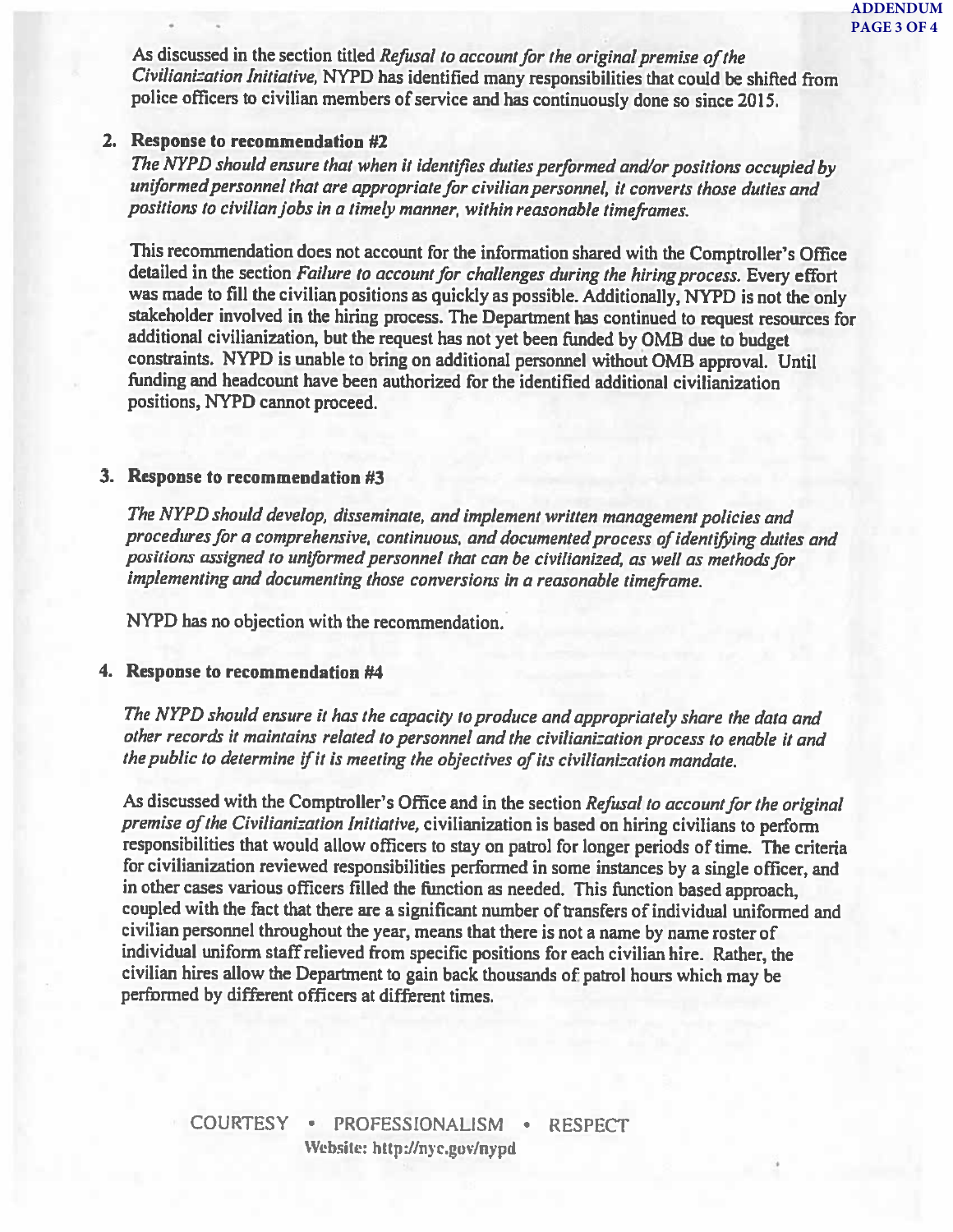As discussed in the section titled *Refusal to account for the original premise of the Civilianization Initiative,* NYPD has identified many responsibilities that could be shifted from police officers to civilian members of service and has continuously done so since 2015.

2. **Response to recommendation #2**

   *The NYPD should ensure that when it identifies duties performed and/or positions occupied by uniformed personnel that are appropriate for civilian personnel, it converts those duties and positions to civilian jobs in a timely manner, within reasonable timeframes.*

   This recommendation does not account for the information shared with the Comptroller's Office detailed in the section *Failure to account for challenges during the hiring process.* Every effort was made to fill the civilian positions as quickly as possible. Additionally, NYPD is not the only stakeholder involved in the hiring process. The Department has continued to request resources for additional civilianization, but the request has not yet been funded by OMB due to budget constraints. NYPD is unable to bring on additional personnel without OMB approval. Until funding and headcount have been authorized for the identified additional civilianization positions, NYPD cannot proceed.

3. **Response to recommendation #3**

   *The NYPD should develop, disseminate, and implement written management policies and procedures for a comprehensive, continuous, and documented process of identifying duties and positions assigned to uniformed personnel that can be civilianized, as well as methods for implementing and documenting those conversions in a reasonable timeframe.*

   NYPD has no objection with the recommendation.

4. **Response to recommendation #4**

   *The NYPD should ensure it has the capacity to produce and appropriately share the data and other records it maintains related to personnel and the civilianization process to enable it and the public to determine if it is meeting the objectives of its civilianization mandate.*

   As discussed with the Comptroller's Office and in the section *Refusal to account for the original premise of the Civilianization Initiative,* civilianization is based on hiring civilians to perform responsibilities that would allow officers to stay on patrol for longer periods of time. The criteria for civilianization reviewed responsibilities performed in some instances by a single officer, and in other cases various officers filled the function as needed. This function based approach, coupled with the fact that there are a significant number of transfers of individual uniformed and civilian personnel throughout the year, means that there is not a name by name roster of individual uniform staff relieved from specific positions for each civilian hire. Rather, the civilian hires allow the Department to gain back thousands of patrol hours which may be performed by different officers at different times.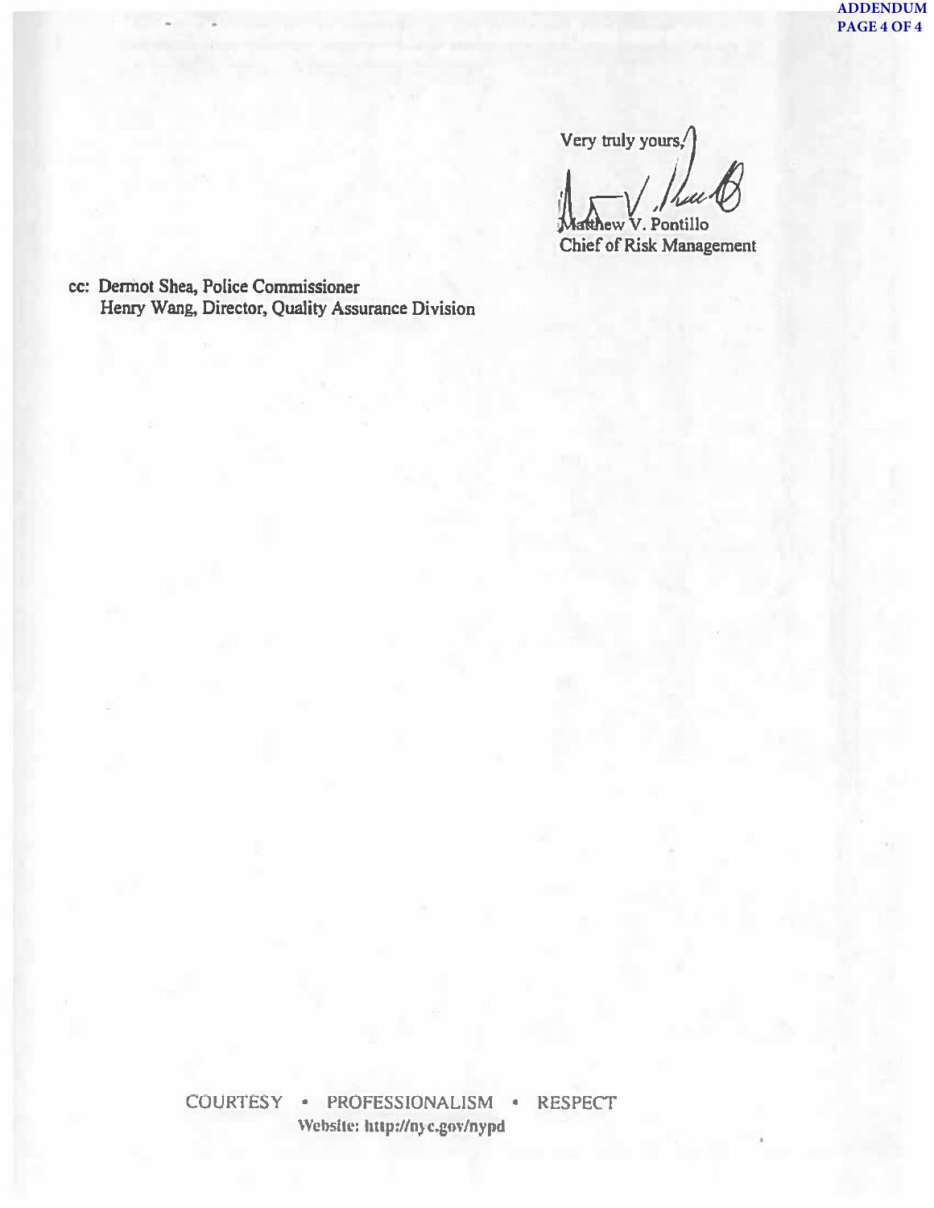Very truly yours,

Matthew V. Pontillo
Chief of Risk Management

cc: Dermot Shea, Police Commissioner
Henry Wang, Director, Quality Assurance Division

COURTESY • PROFESSIONALISM • RESPECT
Website: http://nyc.gov/nypd